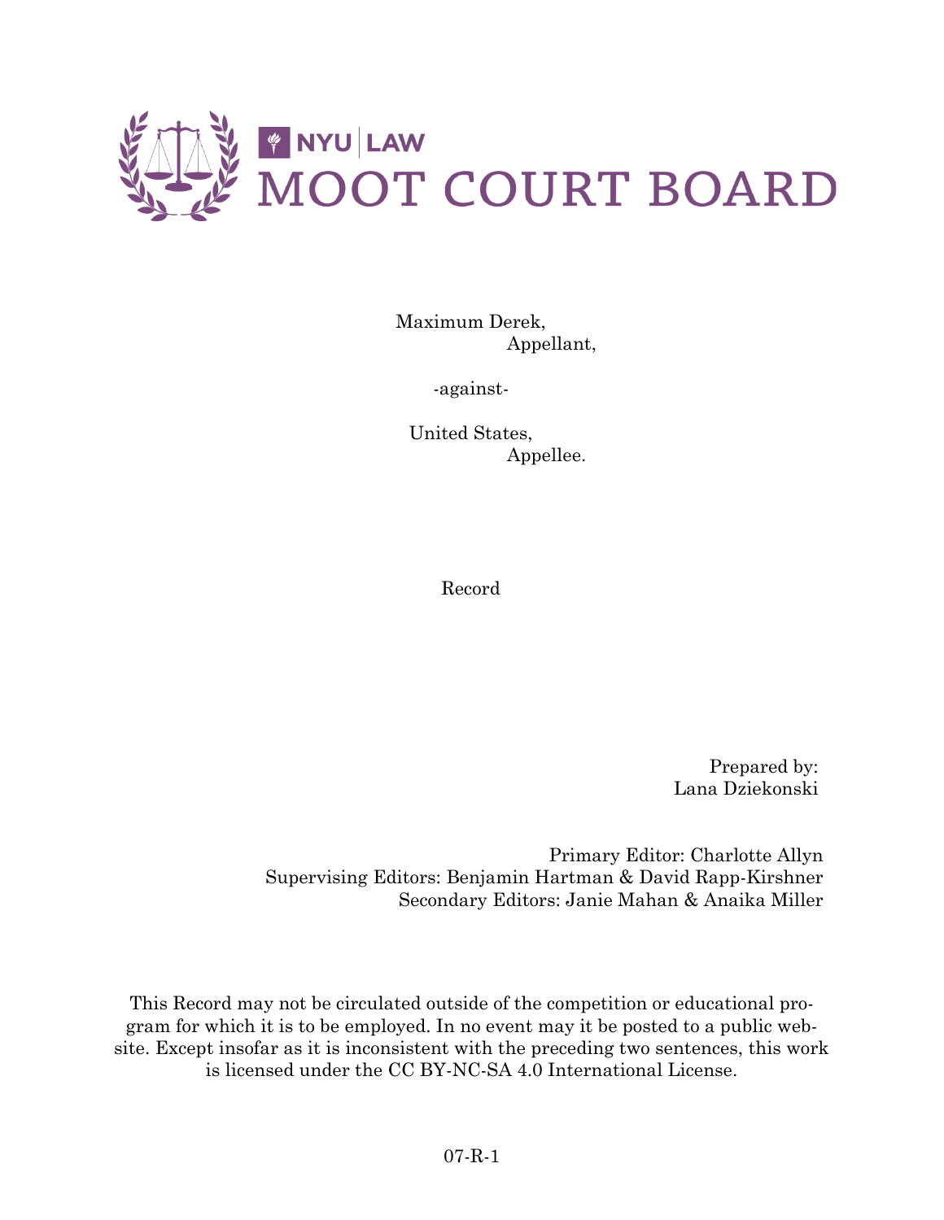NYU | LAW

# MOOT COURT BOARD

Maximum Derek,
Appellant,

-against-

United States,
Appellee.

Record

Prepared by:
Lana Dziekonski

Primary Editor: Charlotte Allyn
Supervising Editors: Benjamin Hartman & David Rapp-Kirshner
Secondary Editors: Janie Mahan & Anaika Miller

This Record may not be circulated outside of the competition or educational program for which it is to be employed. In no event may it be posted to a public website. Except insofar as it is inconsistent with the preceding two sentences, this work is licensed under the CC BY-NC-SA 4.0 International License.

07-R-1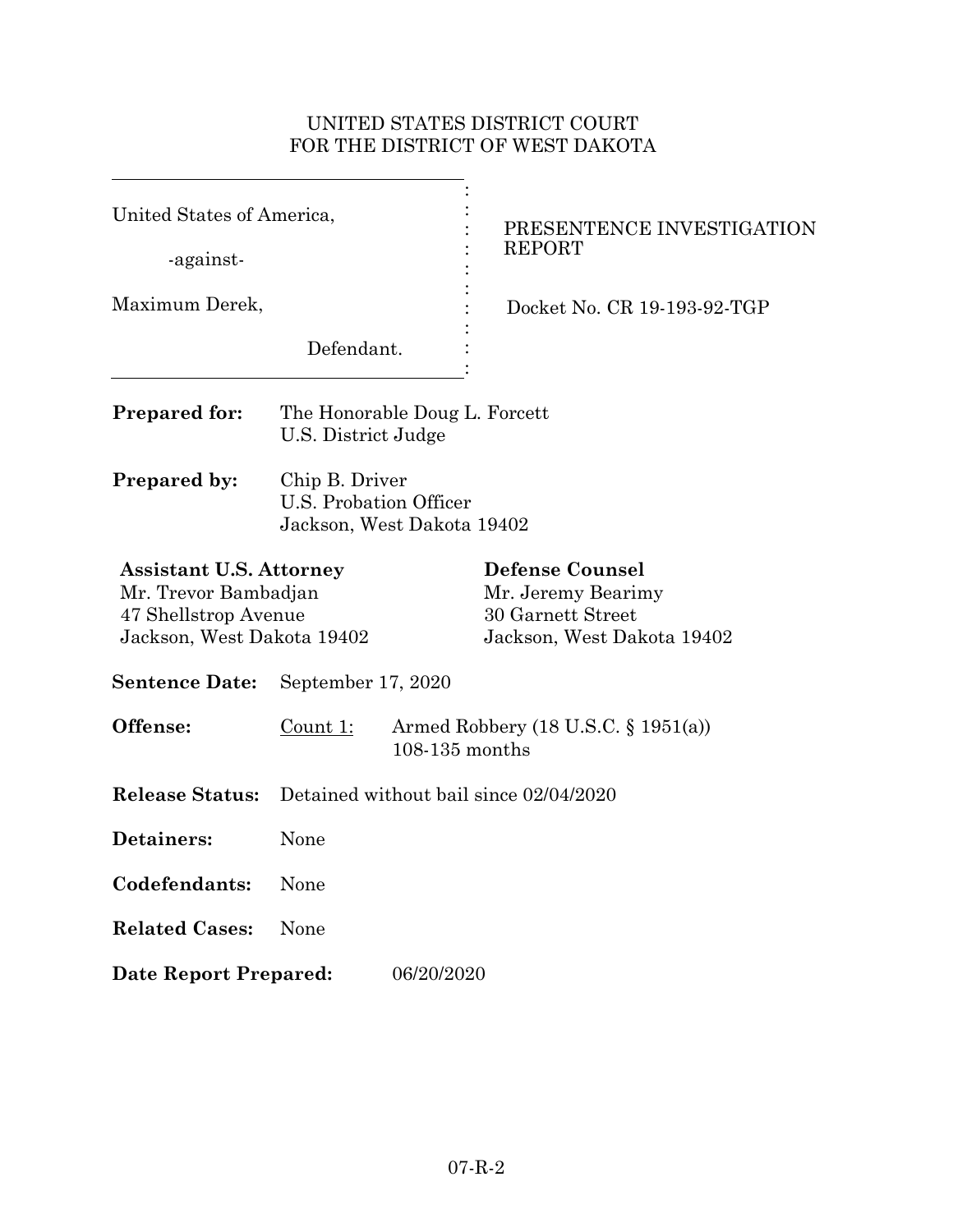UNITED STATES DISTRICT COURT
FOR THE DISTRICT OF WEST DAKOTA

| | |
|---|---|
| United States of America,<br><br>-against-<br><br>Maximum Derek,<br><br>Defendant. | PRESENTENCE INVESTIGATION REPORT<br><br>Docket No. CR 19-193-92-TGP |

**Prepared for:** The Honorable Doug L. Forcett
U.S. District Judge

**Prepared by:** Chip B. Driver
U.S. Probation Officer
Jackson, West Dakota 19402

| **Assistant U.S. Attorney** | **Defense Counsel** |
|---|---|
| Mr. Trevor Bambadjan | Mr. Jeremy Bearimy |
| 47 Shellstrop Avenue | 30 Garnett Street |
| Jackson, West Dakota 19402 | Jackson, West Dakota 19402 |

**Sentence Date:** September 17, 2020

**Offense:** Count 1: Armed Robbery (18 U.S.C. § 1951(a))
108-135 months

**Release Status:** Detained without bail since 02/04/2020

**Detainers:** None

**Codefendants:** None

**Related Cases:** None

**Date Report Prepared:** 06/20/2020

07-R-2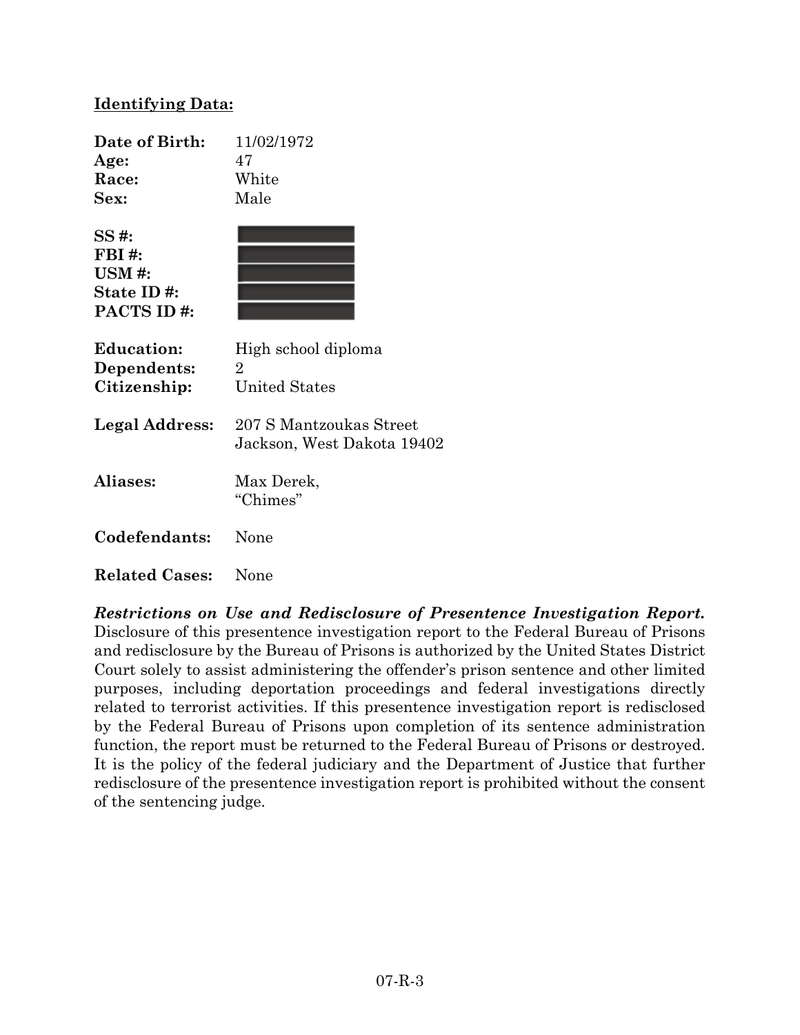**Identifying Data:**

| | |
|---|---|
| **Date of Birth:** | 11/02/1972 |
| **Age:** | 47 |
| **Race:** | White |
| **Sex:** | Male |
| **SS #:** | |
| **FBI #:** | |
| **USM #:** | |
| **State ID #:** | |
| **PACTS ID #:** | |
| **Education:** | High school diploma |
| **Dependents:** | 2 |
| **Citizenship:** | United States |
| **Legal Address:** | 207 S Mantzoukas Street<br>Jackson, West Dakota 19402 |
| **Aliases:** | Max Derek,<br>"Chimes" |
| **Codefendants:** | None |
| **Related Cases:** | None |

***Restrictions on Use and Redisclosure of Presentence Investigation Report.*** Disclosure of this presentence investigation report to the Federal Bureau of Prisons and redisclosure by the Bureau of Prisons is authorized by the United States District Court solely to assist administering the offender's prison sentence and other limited purposes, including deportation proceedings and federal investigations directly related to terrorist activities. If this presentence investigation report is redisclosed by the Federal Bureau of Prisons upon completion of its sentence administration function, the report must be returned to the Federal Bureau of Prisons or destroyed. It is the policy of the federal judiciary and the Department of Justice that further redisclosure of the presentence investigation report is prohibited without the consent of the sentencing judge.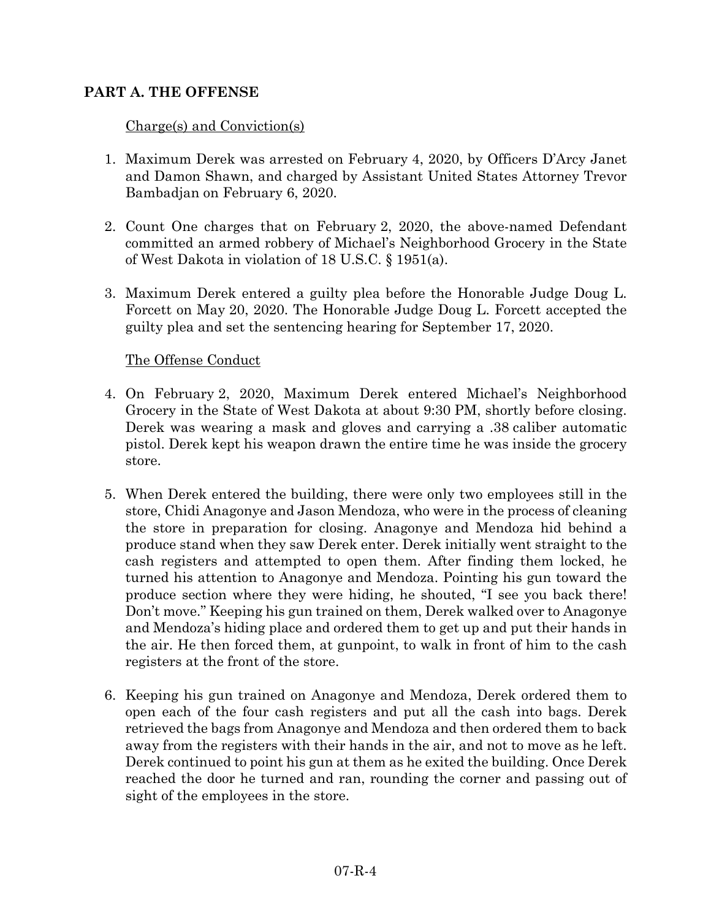## PART A. THE OFFENSE

Charge(s) and Conviction(s)

1. Maximum Derek was arrested on February 4, 2020, by Officers D'Arcy Janet and Damon Shawn, and charged by Assistant United States Attorney Trevor Bambadjan on February 6, 2020.

2. Count One charges that on February 2, 2020, the above-named Defendant committed an armed robbery of Michael's Neighborhood Grocery in the State of West Dakota in violation of 18 U.S.C. § 1951(a).

3. Maximum Derek entered a guilty plea before the Honorable Judge Doug L. Forcett on May 20, 2020. The Honorable Judge Doug L. Forcett accepted the guilty plea and set the sentencing hearing for September 17, 2020.

The Offense Conduct

4. On February 2, 2020, Maximum Derek entered Michael's Neighborhood Grocery in the State of West Dakota at about 9:30 PM, shortly before closing. Derek was wearing a mask and gloves and carrying a .38 caliber automatic pistol. Derek kept his weapon drawn the entire time he was inside the grocery store.

5. When Derek entered the building, there were only two employees still in the store, Chidi Anagonye and Jason Mendoza, who were in the process of cleaning the store in preparation for closing. Anagonye and Mendoza hid behind a produce stand when they saw Derek enter. Derek initially went straight to the cash registers and attempted to open them. After finding them locked, he turned his attention to Anagonye and Mendoza. Pointing his gun toward the produce section where they were hiding, he shouted, "I see you back there! Don't move." Keeping his gun trained on them, Derek walked over to Anagonye and Mendoza's hiding place and ordered them to get up and put their hands in the air. He then forced them, at gunpoint, to walk in front of him to the cash registers at the front of the store.

6. Keeping his gun trained on Anagonye and Mendoza, Derek ordered them to open each of the four cash registers and put all the cash into bags. Derek retrieved the bags from Anagonye and Mendoza and then ordered them to back away from the registers with their hands in the air, and not to move as he left. Derek continued to point his gun at them as he exited the building. Once Derek reached the door he turned and ran, rounding the corner and passing out of sight of the employees in the store.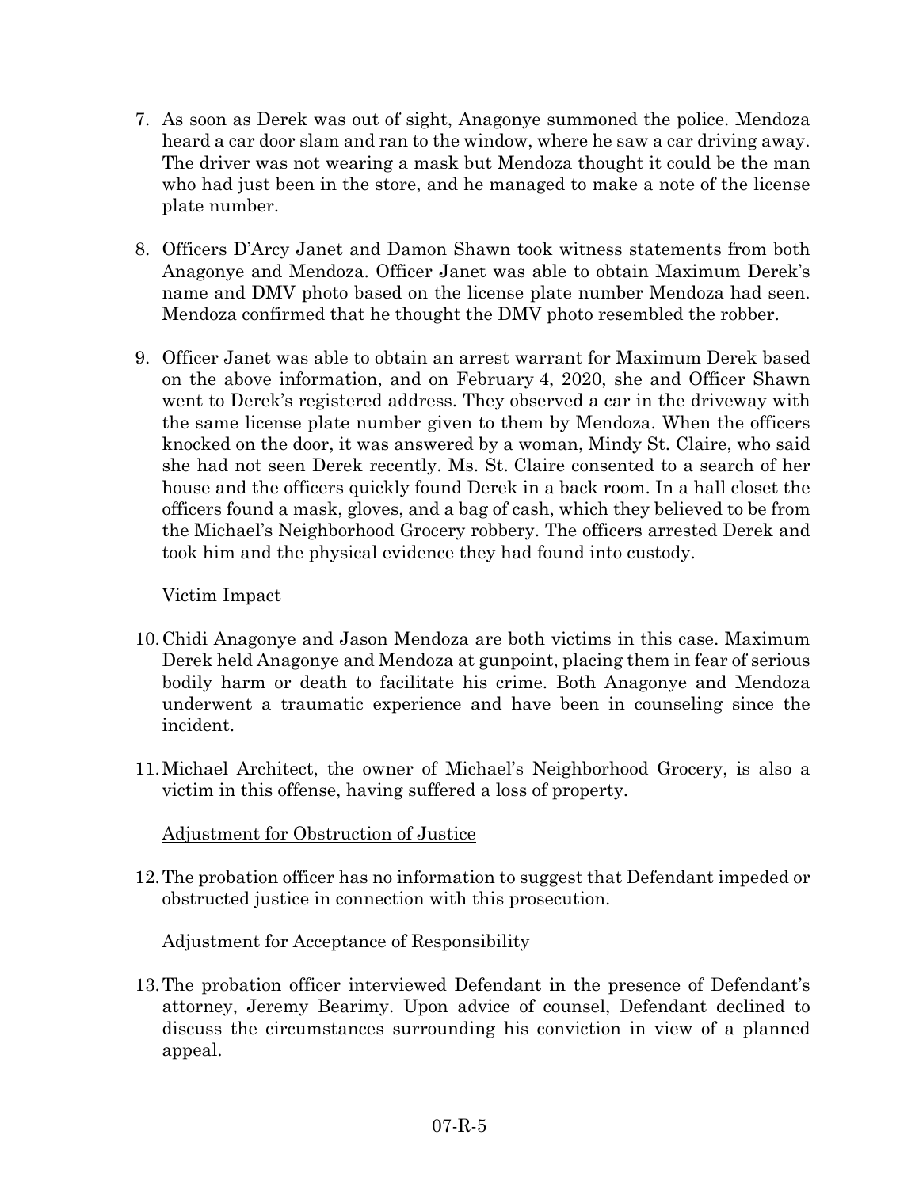7. As soon as Derek was out of sight, Anagonye summoned the police. Mendoza heard a car door slam and ran to the window, where he saw a car driving away. The driver was not wearing a mask but Mendoza thought it could be the man who had just been in the store, and he managed to make a note of the license plate number.

8. Officers D'Arcy Janet and Damon Shawn took witness statements from both Anagonye and Mendoza. Officer Janet was able to obtain Maximum Derek's name and DMV photo based on the license plate number Mendoza had seen. Mendoza confirmed that he thought the DMV photo resembled the robber.

9. Officer Janet was able to obtain an arrest warrant for Maximum Derek based on the above information, and on February 4, 2020, she and Officer Shawn went to Derek's registered address. They observed a car in the driveway with the same license plate number given to them by Mendoza. When the officers knocked on the door, it was answered by a woman, Mindy St. Claire, who said she had not seen Derek recently. Ms. St. Claire consented to a search of her house and the officers quickly found Derek in a back room. In a hall closet the officers found a mask, gloves, and a bag of cash, which they believed to be from the Michael's Neighborhood Grocery robbery. The officers arrested Derek and took him and the physical evidence they had found into custody.

<u>Victim Impact</u>

10. Chidi Anagonye and Jason Mendoza are both victims in this case. Maximum Derek held Anagonye and Mendoza at gunpoint, placing them in fear of serious bodily harm or death to facilitate his crime. Both Anagonye and Mendoza underwent a traumatic experience and have been in counseling since the incident.

11. Michael Architect, the owner of Michael's Neighborhood Grocery, is also a victim in this offense, having suffered a loss of property.

<u>Adjustment for Obstruction of Justice</u>

12. The probation officer has no information to suggest that Defendant impeded or obstructed justice in connection with this prosecution.

<u>Adjustment for Acceptance of Responsibility</u>

13. The probation officer interviewed Defendant in the presence of Defendant's attorney, Jeremy Bearimy. Upon advice of counsel, Defendant declined to discuss the circumstances surrounding his conviction in view of a planned appeal.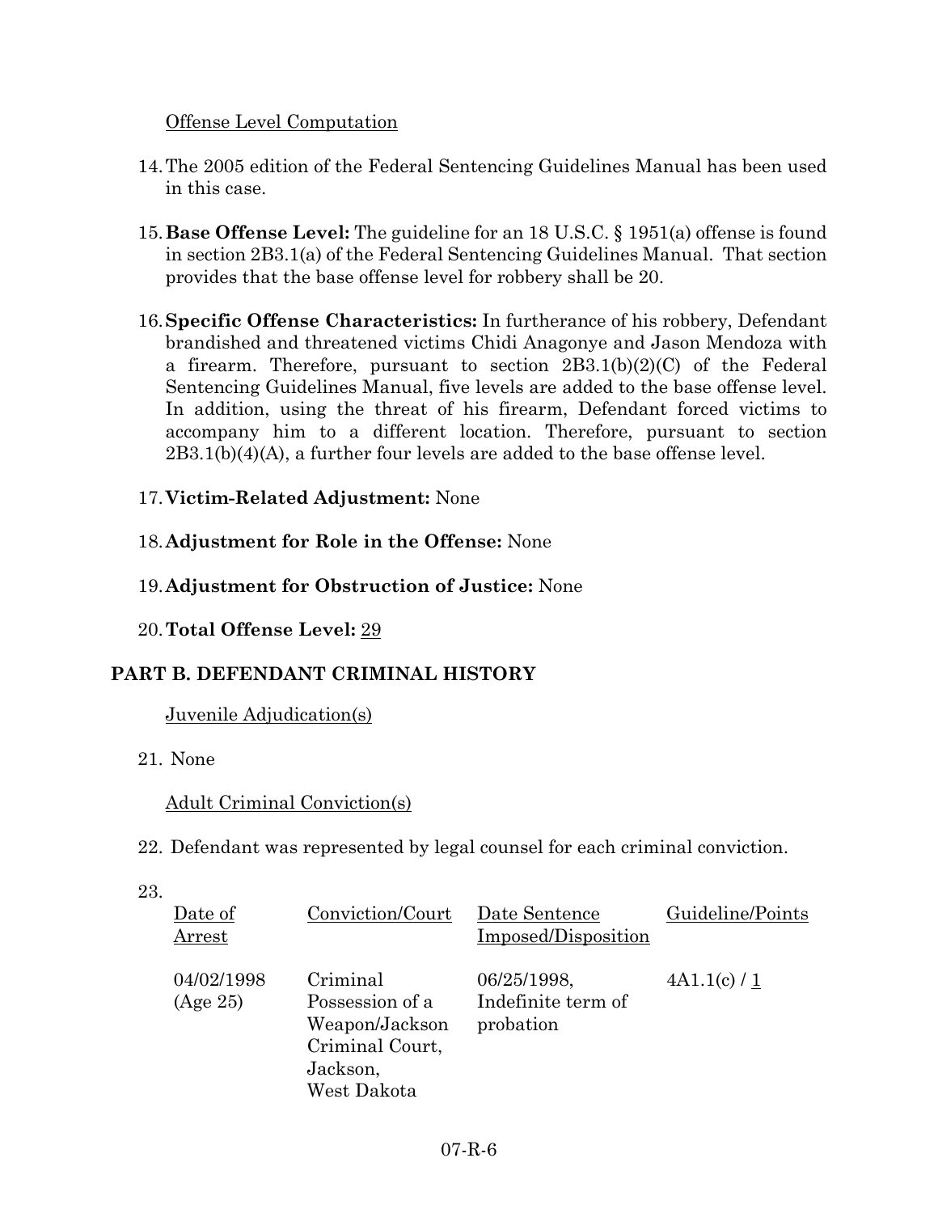Offense Level Computation

14. The 2005 edition of the Federal Sentencing Guidelines Manual has been used in this case.

15. **Base Offense Level:** The guideline for an 18 U.S.C. § 1951(a) offense is found in section 2B3.1(a) of the Federal Sentencing Guidelines Manual. That section provides that the base offense level for robbery shall be 20.

16. **Specific Offense Characteristics:** In furtherance of his robbery, Defendant brandished and threatened victims Chidi Anagonye and Jason Mendoza with a firearm. Therefore, pursuant to section 2B3.1(b)(2)(C) of the Federal Sentencing Guidelines Manual, five levels are added to the base offense level. In addition, using the threat of his firearm, Defendant forced victims to accompany him to a different location. Therefore, pursuant to section 2B3.1(b)(4)(A), a further four levels are added to the base offense level.

17. **Victim-Related Adjustment:** None

18. **Adjustment for Role in the Offense:** None

19. **Adjustment for Obstruction of Justice:** None

20. **Total Offense Level:** 29

## PART B. DEFENDANT CRIMINAL HISTORY

Juvenile Adjudication(s)

21. None

Adult Criminal Conviction(s)

22. Defendant was represented by legal counsel for each criminal conviction.

23.

| Date of Arrest | Conviction/Court | Date Sentence Imposed/Disposition | Guideline/Points |
|---|---|---|---|
| 04/02/1998 (Age 25) | Criminal Possession of a Weapon/Jackson Criminal Court, Jackson, West Dakota | 06/25/1998, Indefinite term of probation | 4A1.1(c) / 1 |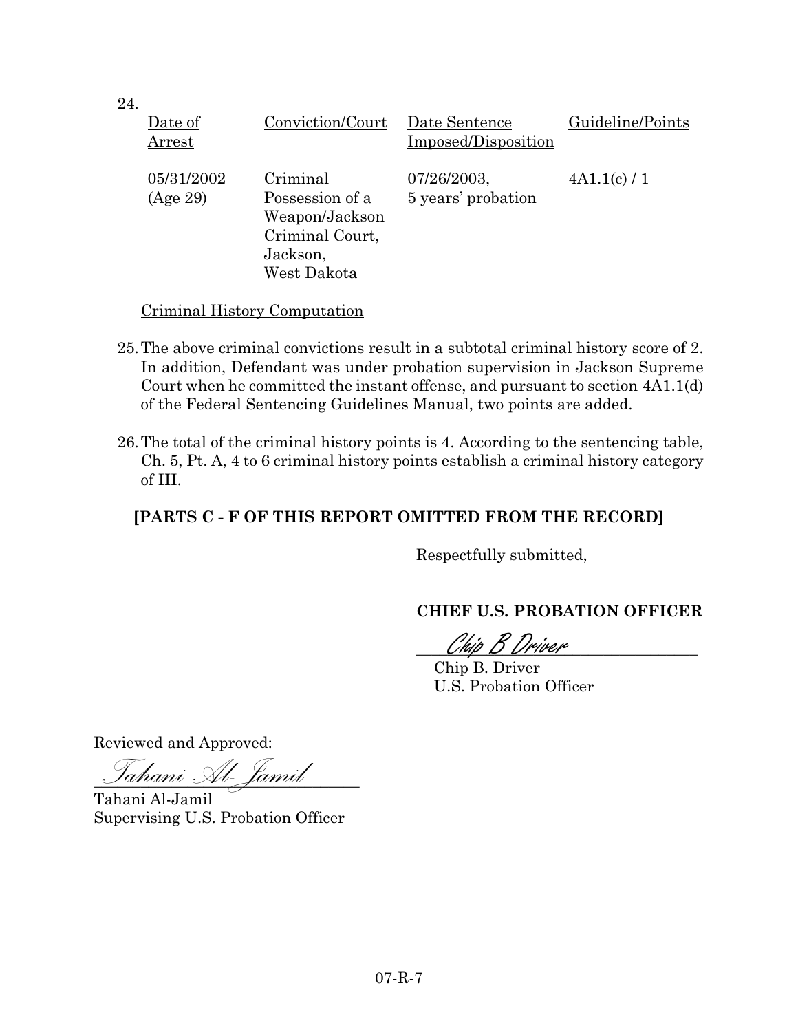24.

| Date of Arrest | Conviction/Court | Date Sentence Imposed/Disposition | Guideline/Points |
|---|---|---|---|
| 05/31/2002 (Age 29) | Criminal Possession of a Weapon/Jackson Criminal Court, Jackson, West Dakota | 07/26/2003, 5 years' probation | 4A1.1(c) / 1 |

Criminal History Computation

25. The above criminal convictions result in a subtotal criminal history score of 2. In addition, Defendant was under probation supervision in Jackson Supreme Court when he committed the instant offense, and pursuant to section 4A1.1(d) of the Federal Sentencing Guidelines Manual, two points are added.

26. The total of the criminal history points is 4. According to the sentencing table, Ch. 5, Pt. A, 4 to 6 criminal history points establish a criminal history category of III.

**[PARTS C - F OF THIS REPORT OMITTED FROM THE RECORD]**

Respectfully submitted,

**CHIEF U.S. PROBATION OFFICER**

Chip B Driver

Chip B. Driver
U.S. Probation Officer

Reviewed and Approved:

Tahani Al-Jamil

Tahani Al-Jamil
Supervising U.S. Probation Officer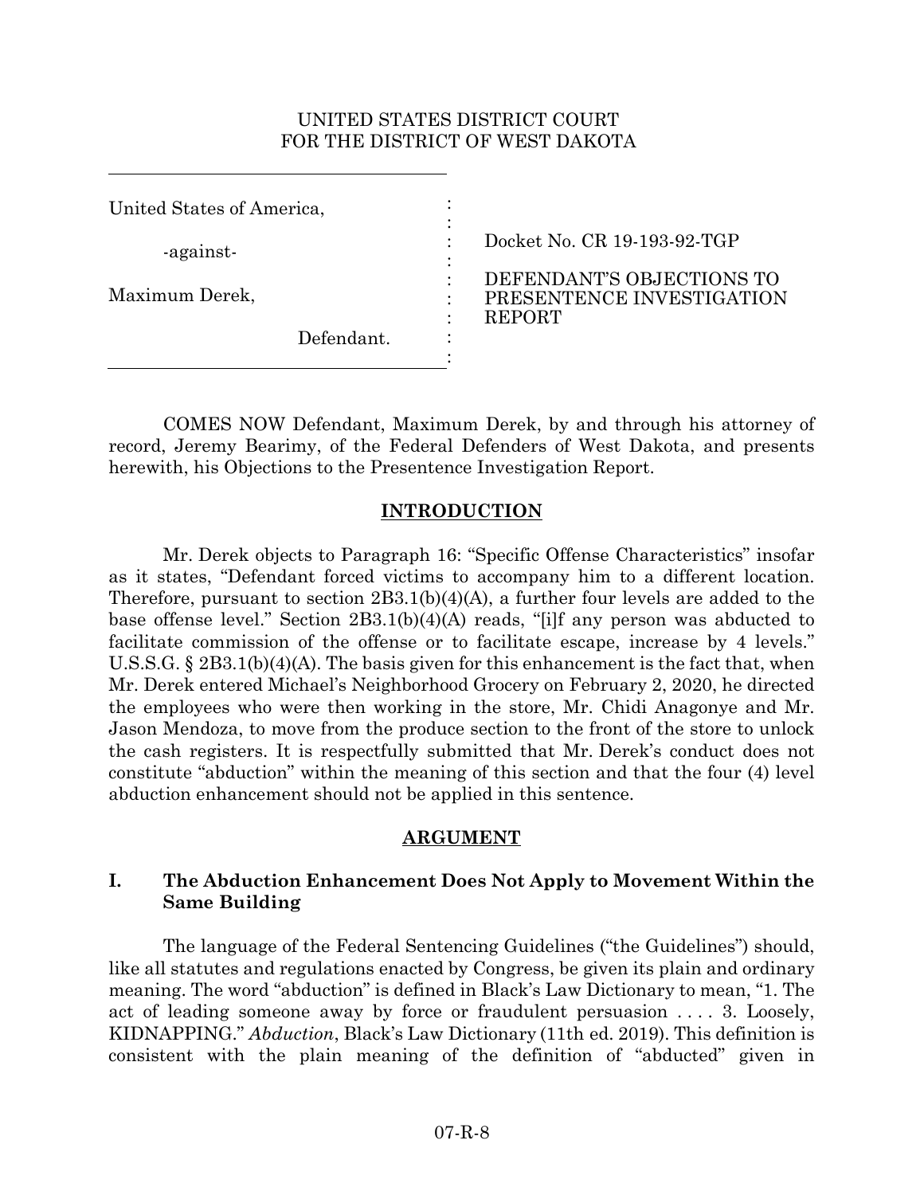UNITED STATES DISTRICT COURT
FOR THE DISTRICT OF WEST DAKOTA

| | | |
|---|---|---|
| United States of America,<br><br>-against-<br><br>Maximum Derek,<br><br>Defendant. | : | Docket No. CR 19-193-92-TGP<br><br>DEFENDANT'S OBJECTIONS TO PRESENTENCE INVESTIGATION REPORT |

COMES NOW Defendant, Maximum Derek, by and through his attorney of record, Jeremy Bearimy, of the Federal Defenders of West Dakota, and presents herewith, his Objections to the Presentence Investigation Report.

## INTRODUCTION

Mr. Derek objects to Paragraph 16: "Specific Offense Characteristics" insofar as it states, "Defendant forced victims to accompany him to a different location. Therefore, pursuant to section 2B3.1(b)(4)(A), a further four levels are added to the base offense level." Section 2B3.1(b)(4)(A) reads, "[i]f any person was abducted to facilitate commission of the offense or to facilitate escape, increase by 4 levels." U.S.S.G. § 2B3.1(b)(4)(A). The basis given for this enhancement is the fact that, when Mr. Derek entered Michael's Neighborhood Grocery on February 2, 2020, he directed the employees who were then working in the store, Mr. Chidi Anagonye and Mr. Jason Mendoza, to move from the produce section to the front of the store to unlock the cash registers. It is respectfully submitted that Mr. Derek's conduct does not constitute "abduction" within the meaning of this section and that the four (4) level abduction enhancement should not be applied in this sentence.

## ARGUMENT

### I. The Abduction Enhancement Does Not Apply to Movement Within the Same Building

The language of the Federal Sentencing Guidelines ("the Guidelines") should, like all statutes and regulations enacted by Congress, be given its plain and ordinary meaning. The word "abduction" is defined in Black's Law Dictionary to mean, "1. The act of leading someone away by force or fraudulent persuasion . . . . 3. Loosely, KIDNAPPING." *Abduction*, Black's Law Dictionary (11th ed. 2019). This definition is consistent with the plain meaning of the definition of "abducted" given in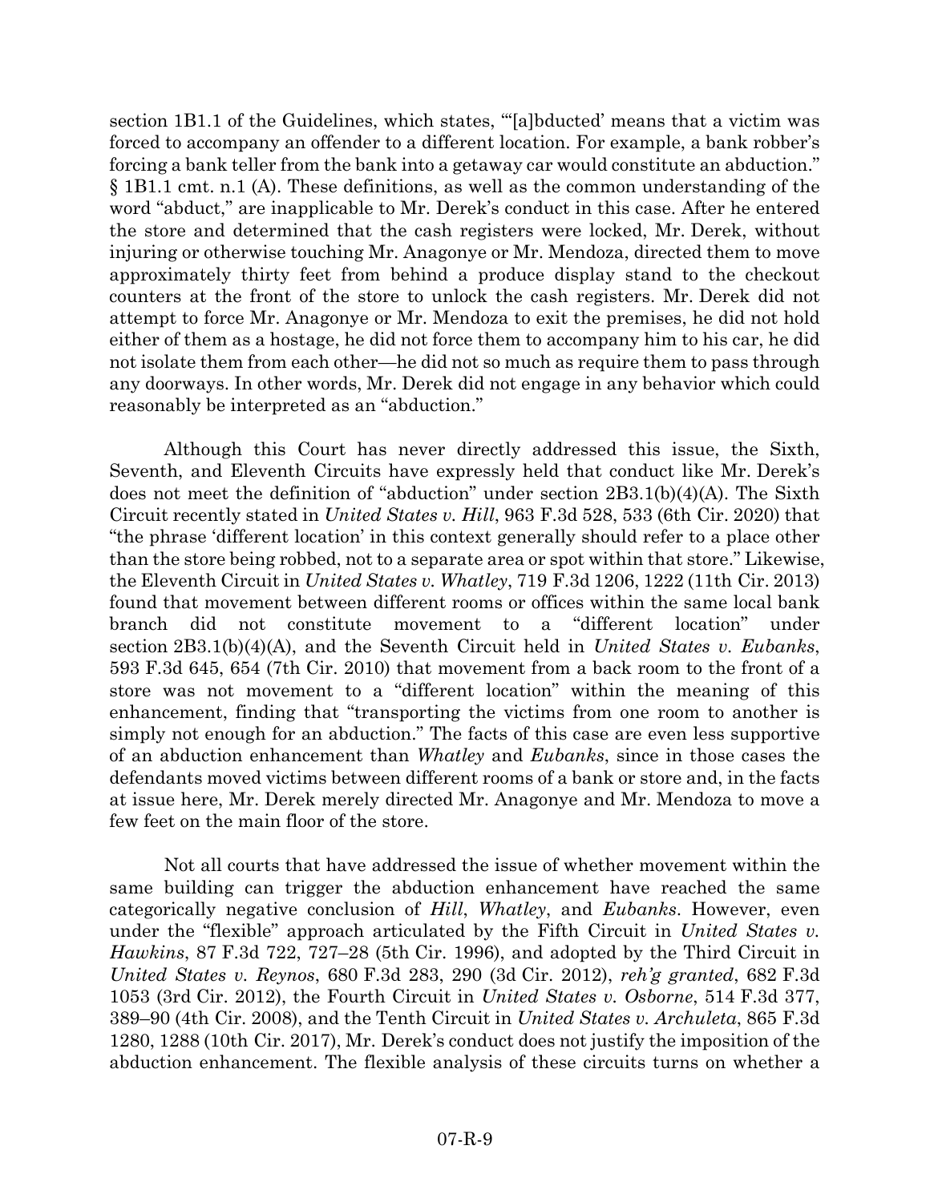section 1B1.1 of the Guidelines, which states, "'[a]bducted' means that a victim was forced to accompany an offender to a different location. For example, a bank robber's forcing a bank teller from the bank into a getaway car would constitute an abduction." § 1B1.1 cmt. n.1 (A). These definitions, as well as the common understanding of the word "abduct," are inapplicable to Mr. Derek's conduct in this case. After he entered the store and determined that the cash registers were locked, Mr. Derek, without injuring or otherwise touching Mr. Anagonye or Mr. Mendoza, directed them to move approximately thirty feet from behind a produce display stand to the checkout counters at the front of the store to unlock the cash registers. Mr. Derek did not attempt to force Mr. Anagonye or Mr. Mendoza to exit the premises, he did not hold either of them as a hostage, he did not force them to accompany him to his car, he did not isolate them from each other—he did not so much as require them to pass through any doorways. In other words, Mr. Derek did not engage in any behavior which could reasonably be interpreted as an "abduction."

Although this Court has never directly addressed this issue, the Sixth, Seventh, and Eleventh Circuits have expressly held that conduct like Mr. Derek's does not meet the definition of "abduction" under section 2B3.1(b)(4)(A). The Sixth Circuit recently stated in *United States v. Hill*, 963 F.3d 528, 533 (6th Cir. 2020) that "the phrase 'different location' in this context generally should refer to a place other than the store being robbed, not to a separate area or spot within that store." Likewise, the Eleventh Circuit in *United States v. Whatley*, 719 F.3d 1206, 1222 (11th Cir. 2013) found that movement between different rooms or offices within the same local bank branch did not constitute movement to a "different location" under section 2B3.1(b)(4)(A), and the Seventh Circuit held in *United States v. Eubanks*, 593 F.3d 645, 654 (7th Cir. 2010) that movement from a back room to the front of a store was not movement to a "different location" within the meaning of this enhancement, finding that "transporting the victims from one room to another is simply not enough for an abduction." The facts of this case are even less supportive of an abduction enhancement than *Whatley* and *Eubanks*, since in those cases the defendants moved victims between different rooms of a bank or store and, in the facts at issue here, Mr. Derek merely directed Mr. Anagonye and Mr. Mendoza to move a few feet on the main floor of the store.

Not all courts that have addressed the issue of whether movement within the same building can trigger the abduction enhancement have reached the same categorically negative conclusion of *Hill*, *Whatley*, and *Eubanks*. However, even under the "flexible" approach articulated by the Fifth Circuit in *United States v. Hawkins*, 87 F.3d 722, 727–28 (5th Cir. 1996), and adopted by the Third Circuit in *United States v. Reynos*, 680 F.3d 283, 290 (3d Cir. 2012), *reh'g granted*, 682 F.3d 1053 (3rd Cir. 2012), the Fourth Circuit in *United States v. Osborne*, 514 F.3d 377, 389–90 (4th Cir. 2008), and the Tenth Circuit in *United States v. Archuleta*, 865 F.3d 1280, 1288 (10th Cir. 2017), Mr. Derek's conduct does not justify the imposition of the abduction enhancement. The flexible analysis of these circuits turns on whether a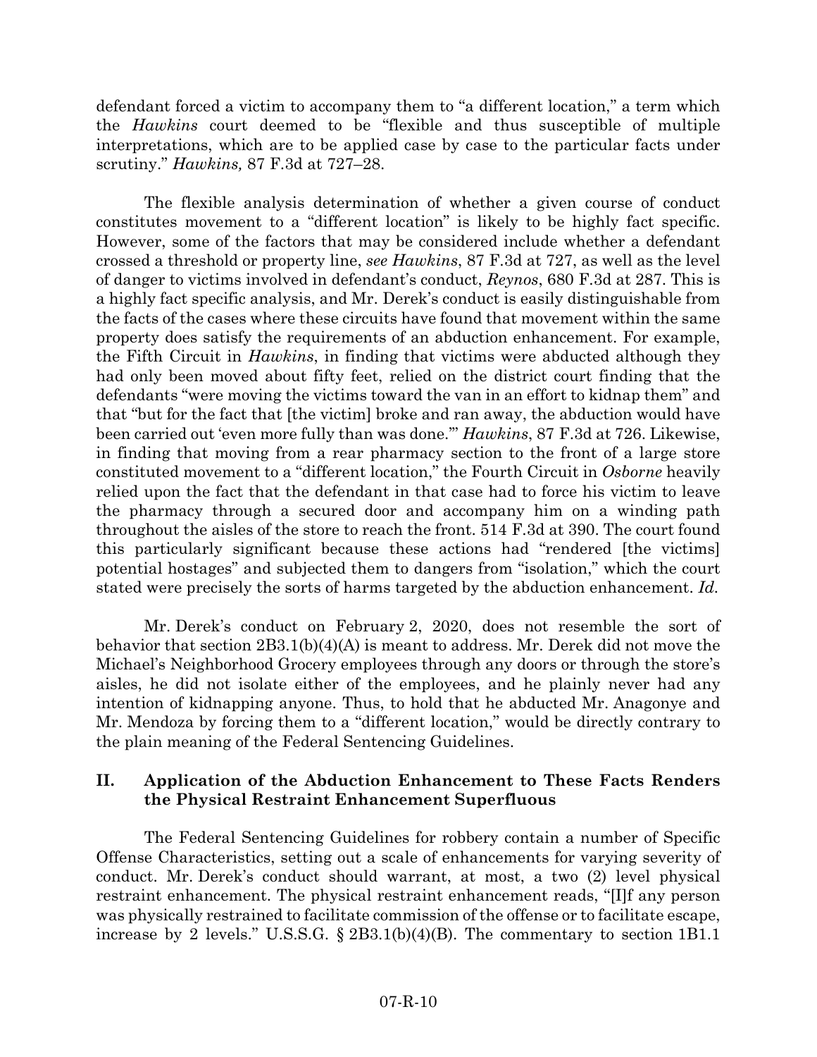defendant forced a victim to accompany them to "a different location," a term which the *Hawkins* court deemed to be "flexible and thus susceptible of multiple interpretations, which are to be applied case by case to the particular facts under scrutiny." *Hawkins,* 87 F.3d at 727–28.

The flexible analysis determination of whether a given course of conduct constitutes movement to a "different location" is likely to be highly fact specific. However, some of the factors that may be considered include whether a defendant crossed a threshold or property line, *see Hawkins*, 87 F.3d at 727, as well as the level of danger to victims involved in defendant's conduct, *Reynos*, 680 F.3d at 287. This is a highly fact specific analysis, and Mr. Derek's conduct is easily distinguishable from the facts of the cases where these circuits have found that movement within the same property does satisfy the requirements of an abduction enhancement. For example, the Fifth Circuit in *Hawkins*, in finding that victims were abducted although they had only been moved about fifty feet, relied on the district court finding that the defendants "were moving the victims toward the van in an effort to kidnap them" and that "but for the fact that [the victim] broke and ran away, the abduction would have been carried out 'even more fully than was done.'" *Hawkins*, 87 F.3d at 726. Likewise, in finding that moving from a rear pharmacy section to the front of a large store constituted movement to a "different location," the Fourth Circuit in *Osborne* heavily relied upon the fact that the defendant in that case had to force his victim to leave the pharmacy through a secured door and accompany him on a winding path throughout the aisles of the store to reach the front. 514 F.3d at 390. The court found this particularly significant because these actions had "rendered [the victims] potential hostages" and subjected them to dangers from "isolation," which the court stated were precisely the sorts of harms targeted by the abduction enhancement. *Id.*

Mr. Derek's conduct on February 2, 2020, does not resemble the sort of behavior that section 2B3.1(b)(4)(A) is meant to address. Mr. Derek did not move the Michael's Neighborhood Grocery employees through any doors or through the store's aisles, he did not isolate either of the employees, and he plainly never had any intention of kidnapping anyone. Thus, to hold that he abducted Mr. Anagonye and Mr. Mendoza by forcing them to a "different location," would be directly contrary to the plain meaning of the Federal Sentencing Guidelines.

## II. Application of the Abduction Enhancement to These Facts Renders the Physical Restraint Enhancement Superfluous

The Federal Sentencing Guidelines for robbery contain a number of Specific Offense Characteristics, setting out a scale of enhancements for varying severity of conduct. Mr. Derek's conduct should warrant, at most, a two (2) level physical restraint enhancement. The physical restraint enhancement reads, "[I]f any person was physically restrained to facilitate commission of the offense or to facilitate escape, increase by 2 levels." U.S.S.G. § 2B3.1(b)(4)(B). The commentary to section 1B1.1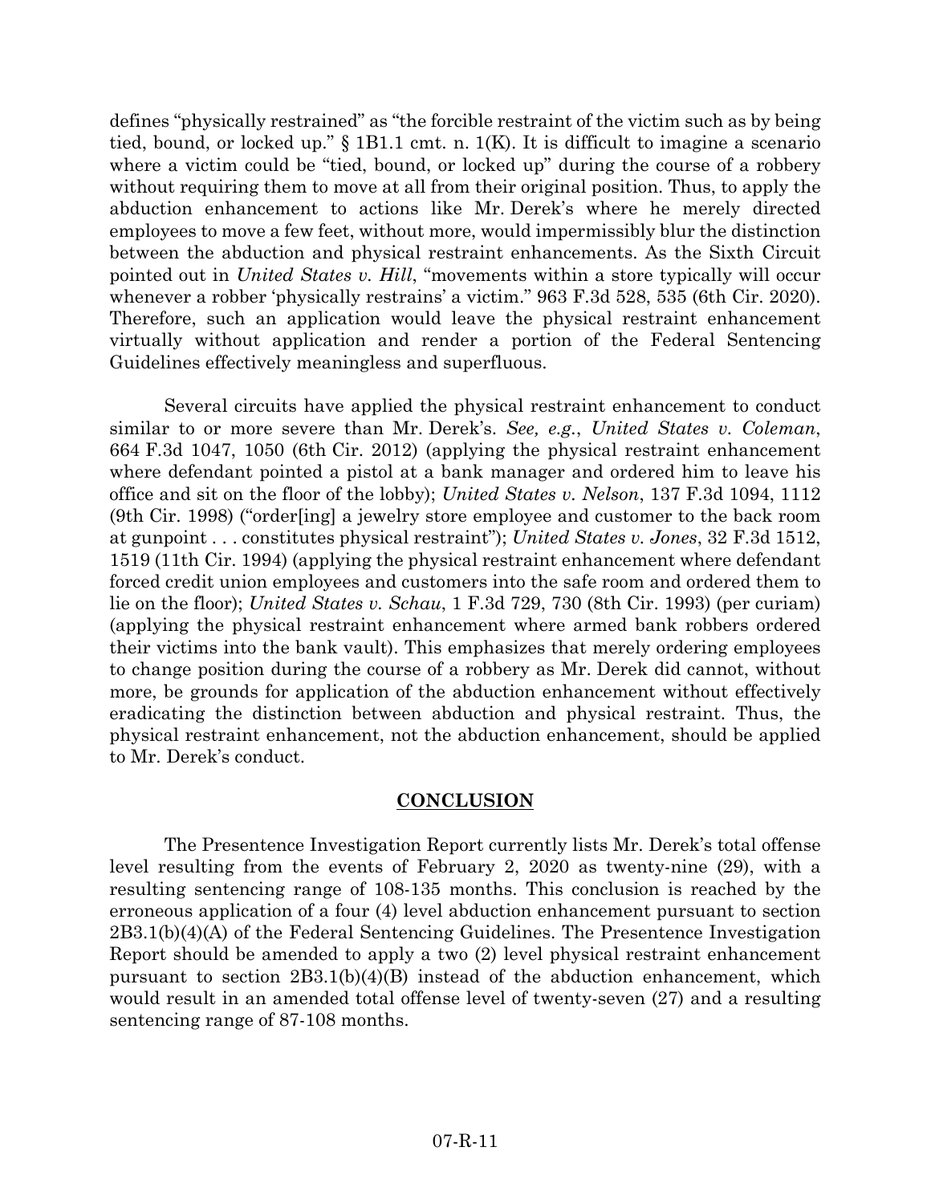defines "physically restrained" as "the forcible restraint of the victim such as by being tied, bound, or locked up." § 1B1.1 cmt. n. 1(K). It is difficult to imagine a scenario where a victim could be "tied, bound, or locked up" during the course of a robbery without requiring them to move at all from their original position. Thus, to apply the abduction enhancement to actions like Mr. Derek's where he merely directed employees to move a few feet, without more, would impermissibly blur the distinction between the abduction and physical restraint enhancements. As the Sixth Circuit pointed out in *United States v. Hill*, "movements within a store typically will occur whenever a robber 'physically restrains' a victim." 963 F.3d 528, 535 (6th Cir. 2020). Therefore, such an application would leave the physical restraint enhancement virtually without application and render a portion of the Federal Sentencing Guidelines effectively meaningless and superfluous.

Several circuits have applied the physical restraint enhancement to conduct similar to or more severe than Mr. Derek's. *See, e.g.*, *United States v. Coleman*, 664 F.3d 1047, 1050 (6th Cir. 2012) (applying the physical restraint enhancement where defendant pointed a pistol at a bank manager and ordered him to leave his office and sit on the floor of the lobby); *United States v. Nelson*, 137 F.3d 1094, 1112 (9th Cir. 1998) ("order[ing] a jewelry store employee and customer to the back room at gunpoint . . . constitutes physical restraint"); *United States v. Jones*, 32 F.3d 1512, 1519 (11th Cir. 1994) (applying the physical restraint enhancement where defendant forced credit union employees and customers into the safe room and ordered them to lie on the floor); *United States v. Schau*, 1 F.3d 729, 730 (8th Cir. 1993) (per curiam) (applying the physical restraint enhancement where armed bank robbers ordered their victims into the bank vault). This emphasizes that merely ordering employees to change position during the course of a robbery as Mr. Derek did cannot, without more, be grounds for application of the abduction enhancement without effectively eradicating the distinction between abduction and physical restraint. Thus, the physical restraint enhancement, not the abduction enhancement, should be applied to Mr. Derek's conduct.

## CONCLUSION

The Presentence Investigation Report currently lists Mr. Derek's total offense level resulting from the events of February 2, 2020 as twenty-nine (29), with a resulting sentencing range of 108-135 months. This conclusion is reached by the erroneous application of a four (4) level abduction enhancement pursuant to section 2B3.1(b)(4)(A) of the Federal Sentencing Guidelines. The Presentence Investigation Report should be amended to apply a two (2) level physical restraint enhancement pursuant to section 2B3.1(b)(4)(B) instead of the abduction enhancement, which would result in an amended total offense level of twenty-seven (27) and a resulting sentencing range of 87-108 months.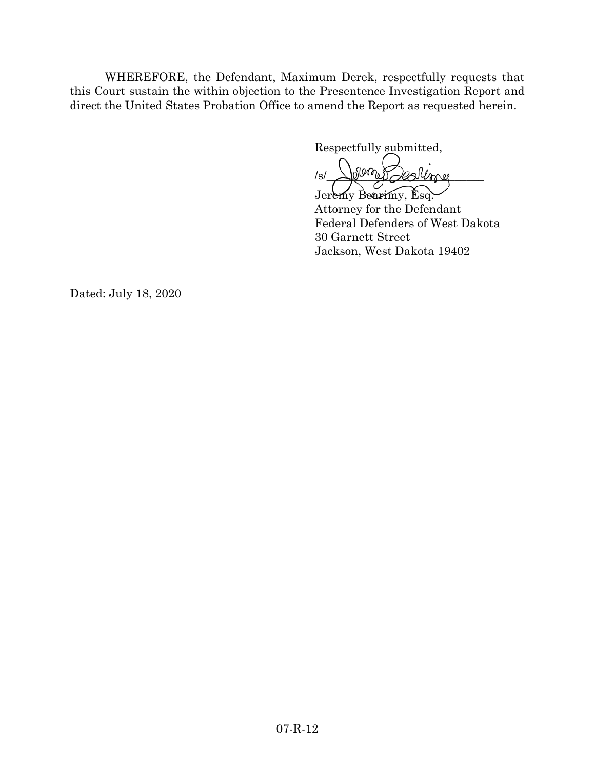WHEREFORE, the Defendant, Maximum Derek, respectfully requests that this Court sustain the within objection to the Presentence Investigation Report and direct the United States Probation Office to amend the Report as requested herein.

Respectfully submitted,

/s/ Jeremy Bearimy

Jeremy Bearimy, Esq.
Attorney for the Defendant
Federal Defenders of West Dakota
30 Garnett Street
Jackson, West Dakota 19402

Dated: July 18, 2020

07-R-12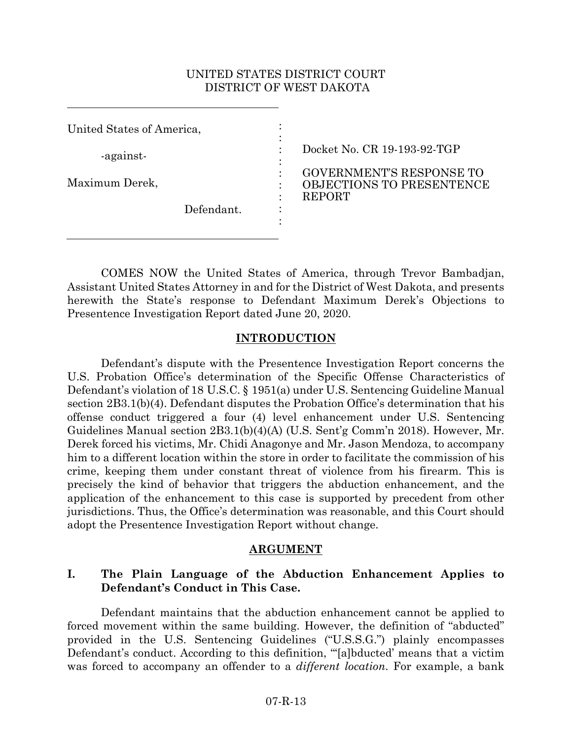UNITED STATES DISTRICT COURT
DISTRICT OF WEST DAKOTA

| | | |
|---|---|---|
| United States of America,<br><br>-against-<br><br>Maximum Derek,<br><br>Defendant. | : | Docket No. CR 19-193-92-TGP<br><br>GOVERNMENT'S RESPONSE TO OBJECTIONS TO PRESENTENCE REPORT |

COMES NOW the United States of America, through Trevor Bambadjan, Assistant United States Attorney in and for the District of West Dakota, and presents herewith the State's response to Defendant Maximum Derek's Objections to Presentence Investigation Report dated June 20, 2020.

## INTRODUCTION

Defendant's dispute with the Presentence Investigation Report concerns the U.S. Probation Office's determination of the Specific Offense Characteristics of Defendant's violation of 18 U.S.C. § 1951(a) under U.S. Sentencing Guideline Manual section 2B3.1(b)(4). Defendant disputes the Probation Office's determination that his offense conduct triggered a four (4) level enhancement under U.S. Sentencing Guidelines Manual section 2B3.1(b)(4)(A) (U.S. Sent'g Comm'n 2018). However, Mr. Derek forced his victims, Mr. Chidi Anagonye and Mr. Jason Mendoza, to accompany him to a different location within the store in order to facilitate the commission of his crime, keeping them under constant threat of violence from his firearm. This is precisely the kind of behavior that triggers the abduction enhancement, and the application of the enhancement to this case is supported by precedent from other jurisdictions. Thus, the Office's determination was reasonable, and this Court should adopt the Presentence Investigation Report without change.

## ARGUMENT

### I. The Plain Language of the Abduction Enhancement Applies to Defendant's Conduct in This Case.

Defendant maintains that the abduction enhancement cannot be applied to forced movement within the same building. However, the definition of "abducted" provided in the U.S. Sentencing Guidelines ("U.S.S.G.") plainly encompasses Defendant's conduct. According to this definition, "'[a]bducted' means that a victim was forced to accompany an offender to a *different location*. For example, a bank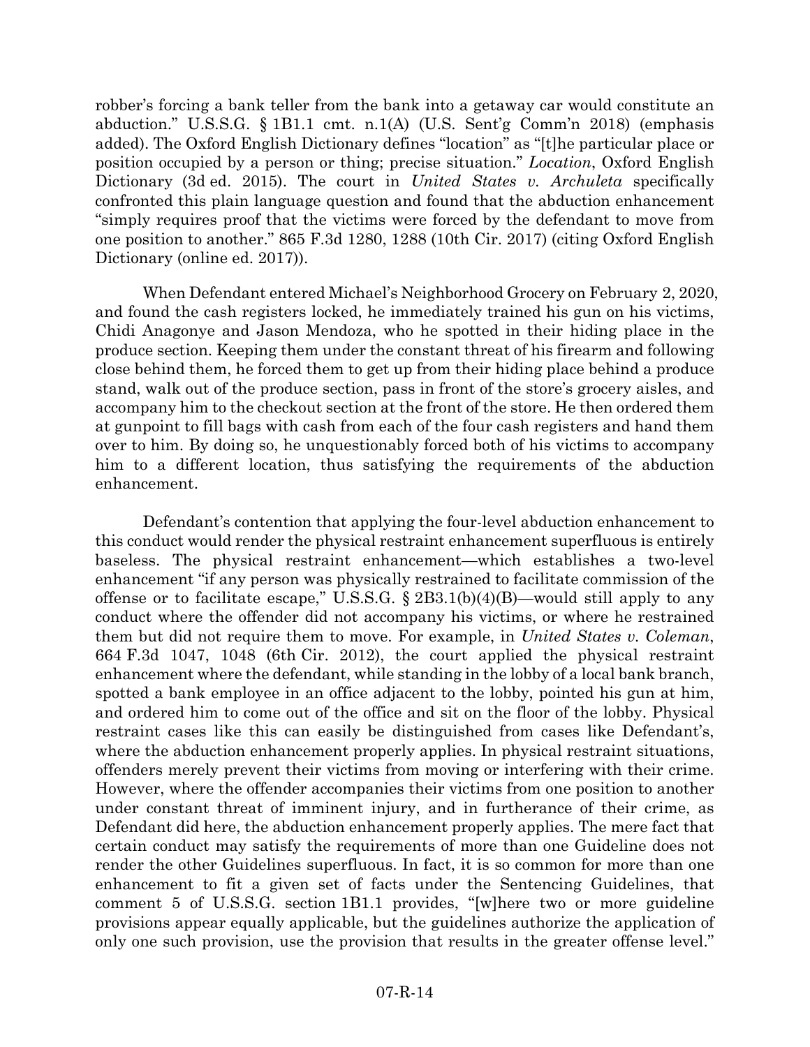robber's forcing a bank teller from the bank into a getaway car would constitute an abduction." U.S.S.G. § 1B1.1 cmt. n.1(A) (U.S. Sent'g Comm'n 2018) (emphasis added). The Oxford English Dictionary defines "location" as "[t]he particular place or position occupied by a person or thing; precise situation." *Location*, Oxford English Dictionary (3d ed. 2015). The court in *United States v. Archuleta* specifically confronted this plain language question and found that the abduction enhancement "simply requires proof that the victims were forced by the defendant to move from one position to another." 865 F.3d 1280, 1288 (10th Cir. 2017) (citing Oxford English Dictionary (online ed. 2017)).

When Defendant entered Michael's Neighborhood Grocery on February 2, 2020, and found the cash registers locked, he immediately trained his gun on his victims, Chidi Anagonye and Jason Mendoza, who he spotted in their hiding place in the produce section. Keeping them under the constant threat of his firearm and following close behind them, he forced them to get up from their hiding place behind a produce stand, walk out of the produce section, pass in front of the store's grocery aisles, and accompany him to the checkout section at the front of the store. He then ordered them at gunpoint to fill bags with cash from each of the four cash registers and hand them over to him. By doing so, he unquestionably forced both of his victims to accompany him to a different location, thus satisfying the requirements of the abduction enhancement.

Defendant's contention that applying the four-level abduction enhancement to this conduct would render the physical restraint enhancement superfluous is entirely baseless. The physical restraint enhancement—which establishes a two-level enhancement "if any person was physically restrained to facilitate commission of the offense or to facilitate escape," U.S.S.G. § 2B3.1(b)(4)(B)—would still apply to any conduct where the offender did not accompany his victims, or where he restrained them but did not require them to move. For example, in *United States v. Coleman*, 664 F.3d 1047, 1048 (6th Cir. 2012), the court applied the physical restraint enhancement where the defendant, while standing in the lobby of a local bank branch, spotted a bank employee in an office adjacent to the lobby, pointed his gun at him, and ordered him to come out of the office and sit on the floor of the lobby. Physical restraint cases like this can easily be distinguished from cases like Defendant's, where the abduction enhancement properly applies. In physical restraint situations, offenders merely prevent their victims from moving or interfering with their crime. However, where the offender accompanies their victims from one position to another under constant threat of imminent injury, and in furtherance of their crime, as Defendant did here, the abduction enhancement properly applies. The mere fact that certain conduct may satisfy the requirements of more than one Guideline does not render the other Guidelines superfluous. In fact, it is so common for more than one enhancement to fit a given set of facts under the Sentencing Guidelines, that comment 5 of U.S.S.G. section 1B1.1 provides, "[w]here two or more guideline provisions appear equally applicable, but the guidelines authorize the application of only one such provision, use the provision that results in the greater offense level."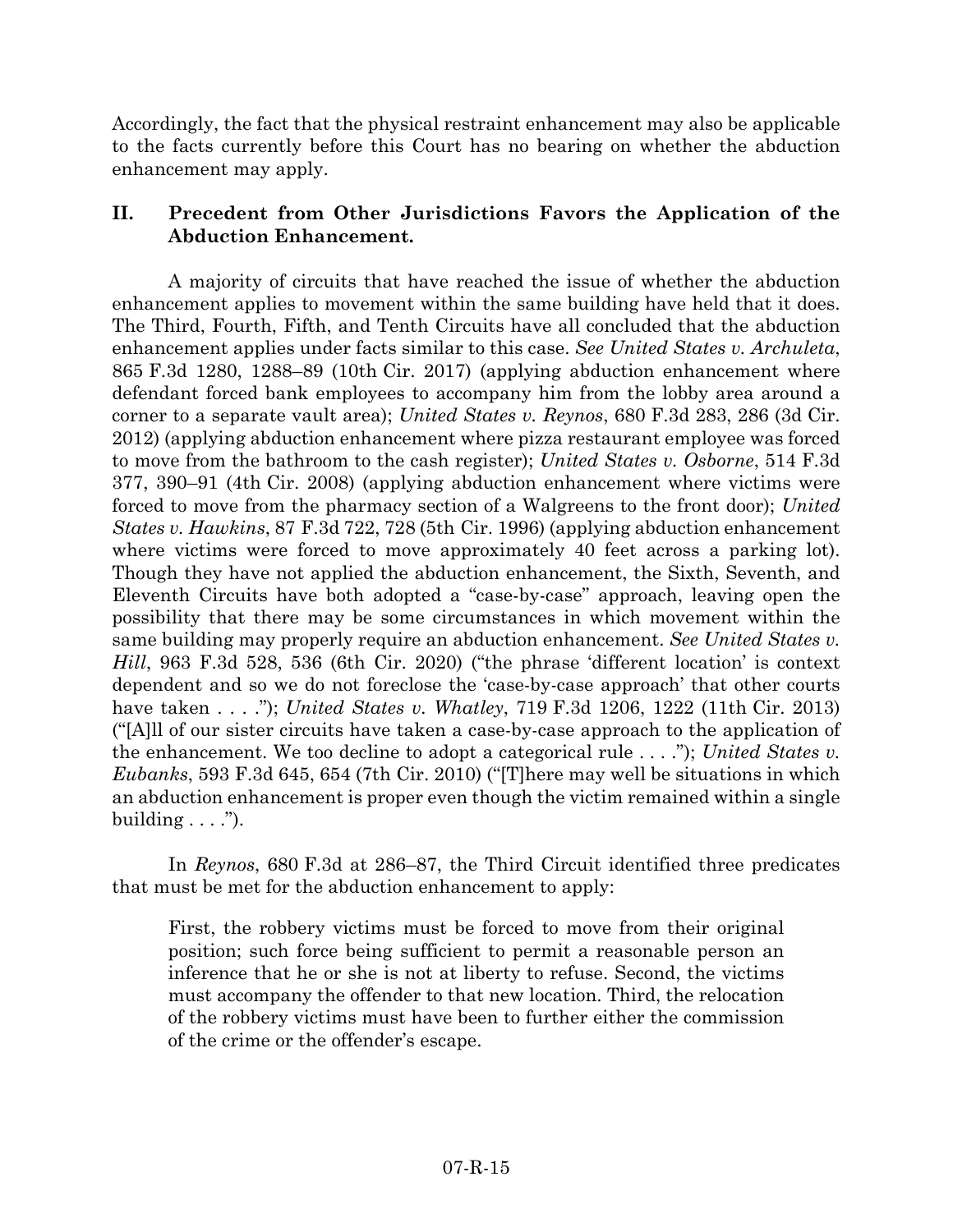Accordingly, the fact that the physical restraint enhancement may also be applicable to the facts currently before this Court has no bearing on whether the abduction enhancement may apply.

## II. Precedent from Other Jurisdictions Favors the Application of the Abduction Enhancement.

A majority of circuits that have reached the issue of whether the abduction enhancement applies to movement within the same building have held that it does. The Third, Fourth, Fifth, and Tenth Circuits have all concluded that the abduction enhancement applies under facts similar to this case. *See United States v. Archuleta*, 865 F.3d 1280, 1288–89 (10th Cir. 2017) (applying abduction enhancement where defendant forced bank employees to accompany him from the lobby area around a corner to a separate vault area); *United States v. Reynos*, 680 F.3d 283, 286 (3d Cir. 2012) (applying abduction enhancement where pizza restaurant employee was forced to move from the bathroom to the cash register); *United States v. Osborne*, 514 F.3d 377, 390–91 (4th Cir. 2008) (applying abduction enhancement where victims were forced to move from the pharmacy section of a Walgreens to the front door); *United States v. Hawkins*, 87 F.3d 722, 728 (5th Cir. 1996) (applying abduction enhancement where victims were forced to move approximately 40 feet across a parking lot). Though they have not applied the abduction enhancement, the Sixth, Seventh, and Eleventh Circuits have both adopted a "case-by-case" approach, leaving open the possibility that there may be some circumstances in which movement within the same building may properly require an abduction enhancement. *See United States v. Hill*, 963 F.3d 528, 536 (6th Cir. 2020) ("the phrase 'different location' is context dependent and so we do not foreclose the 'case-by-case approach' that other courts have taken . . . ."); *United States v. Whatley*, 719 F.3d 1206, 1222 (11th Cir. 2013) ("[A]ll of our sister circuits have taken a case-by-case approach to the application of the enhancement. We too decline to adopt a categorical rule . . . ."); *United States v. Eubanks*, 593 F.3d 645, 654 (7th Cir. 2010) ("[T]here may well be situations in which an abduction enhancement is proper even though the victim remained within a single building . . . .").

In *Reynos*, 680 F.3d at 286–87, the Third Circuit identified three predicates that must be met for the abduction enhancement to apply:

> First, the robbery victims must be forced to move from their original position; such force being sufficient to permit a reasonable person an inference that he or she is not at liberty to refuse. Second, the victims must accompany the offender to that new location. Third, the relocation of the robbery victims must have been to further either the commission of the crime or the offender's escape.

07-R-15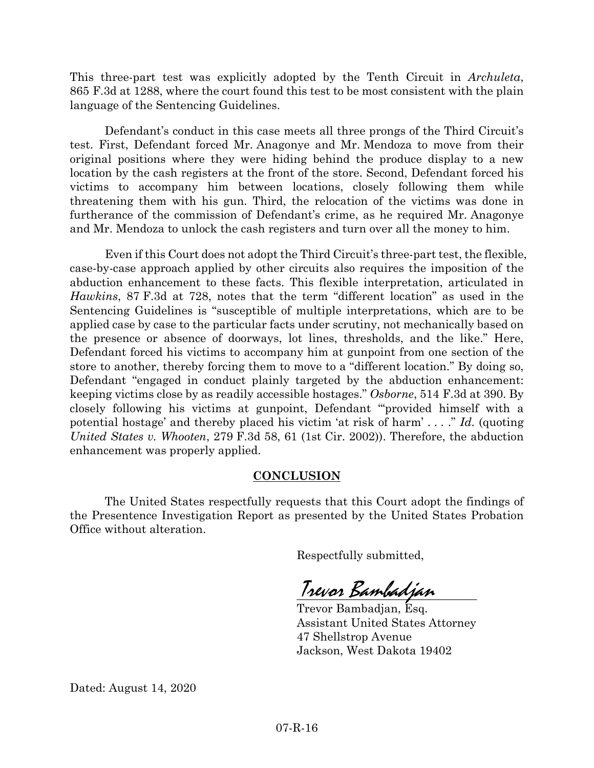This three-part test was explicitly adopted by the Tenth Circuit in *Archuleta*, 865 F.3d at 1288, where the court found this test to be most consistent with the plain language of the Sentencing Guidelines.

Defendant's conduct in this case meets all three prongs of the Third Circuit's test. First, Defendant forced Mr. Anagonye and Mr. Mendoza to move from their original positions where they were hiding behind the produce display to a new location by the cash registers at the front of the store. Second, Defendant forced his victims to accompany him between locations, closely following them while threatening them with his gun. Third, the relocation of the victims was done in furtherance of the commission of Defendant's crime, as he required Mr. Anagonye and Mr. Mendoza to unlock the cash registers and turn over all the money to him.

Even if this Court does not adopt the Third Circuit's three-part test, the flexible, case-by-case approach applied by other circuits also requires the imposition of the abduction enhancement to these facts. This flexible interpretation, articulated in *Hawkins*, 87 F.3d at 728, notes that the term "different location" as used in the Sentencing Guidelines is "susceptible of multiple interpretations, which are to be applied case by case to the particular facts under scrutiny, not mechanically based on the presence or absence of doorways, lot lines, thresholds, and the like." Here, Defendant forced his victims to accompany him at gunpoint from one section of the store to another, thereby forcing them to move to a "different location." By doing so, Defendant "engaged in conduct plainly targeted by the abduction enhancement: keeping victims close by as readily accessible hostages." *Osborne*, 514 F.3d at 390. By closely following his victims at gunpoint, Defendant "'provided himself with a potential hostage' and thereby placed his victim 'at risk of harm' . . . ." *Id.* (quoting *United States v. Whooten*, 279 F.3d 58, 61 (1st Cir. 2002)). Therefore, the abduction enhancement was properly applied.

## CONCLUSION

The United States respectfully requests that this Court adopt the findings of the Presentence Investigation Report as presented by the United States Probation Office without alteration.

Respectfully submitted,

*Trevor Bambadjan*

Trevor Bambadjan, Esq.
Assistant United States Attorney
47 Shellstrop Avenue
Jackson, West Dakota 19402

Dated: August 14, 2020

07-R-16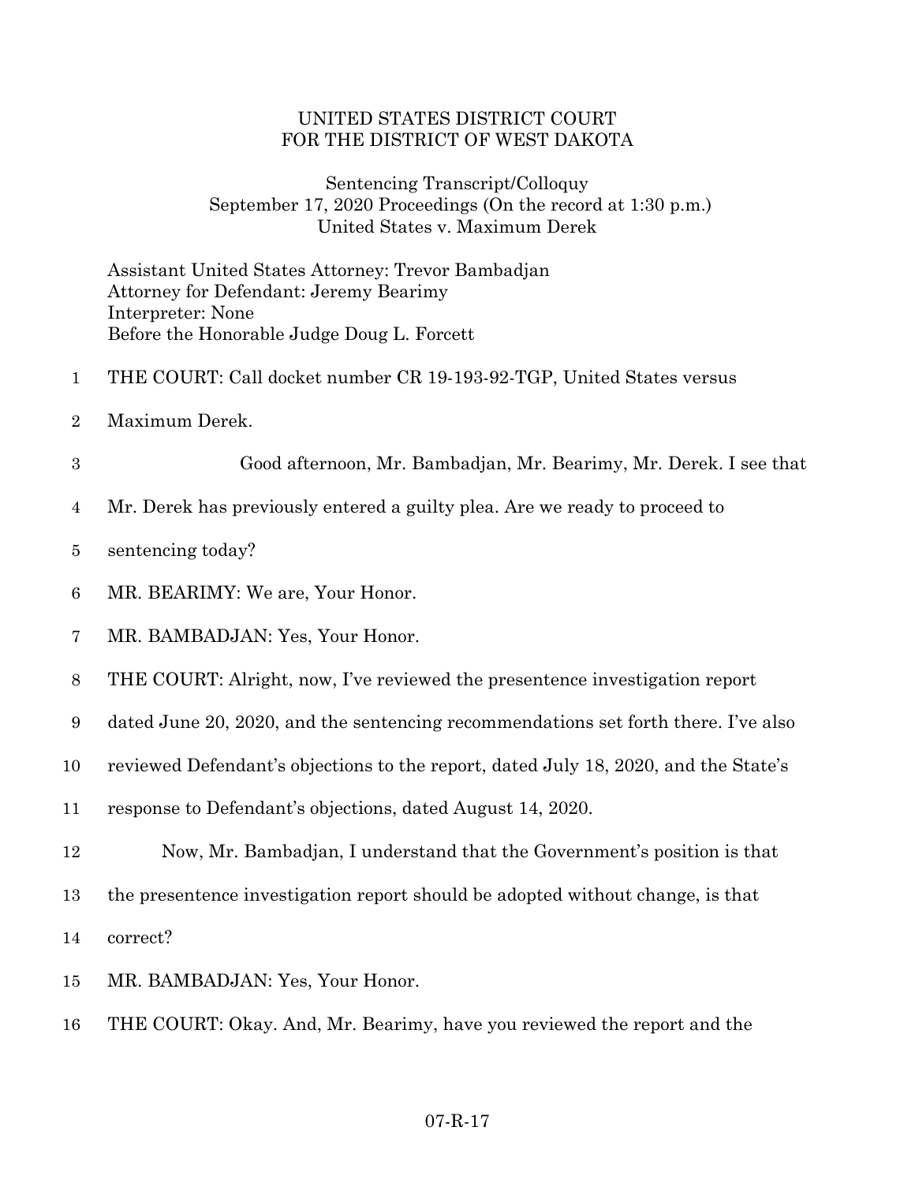UNITED STATES DISTRICT COURT
FOR THE DISTRICT OF WEST DAKOTA

Sentencing Transcript/Colloquy
September 17, 2020 Proceedings (On the record at 1:30 p.m.)
United States v. Maximum Derek

Assistant United States Attorney: Trevor Bambadjan
Attorney for Defendant: Jeremy Bearimy
Interpreter: None
Before the Honorable Judge Doug L. Forcett

1 THE COURT: Call docket number CR 19-193-92-TGP, United States versus
2 Maximum Derek.
3 Good afternoon, Mr. Bambadjan, Mr. Bearimy, Mr. Derek. I see that
4 Mr. Derek has previously entered a guilty plea. Are we ready to proceed to
5 sentencing today?
6 MR. BEARIMY: We are, Your Honor.
7 MR. BAMBADJAN: Yes, Your Honor.
8 THE COURT: Alright, now, I've reviewed the presentence investigation report
9 dated June 20, 2020, and the sentencing recommendations set forth there. I've also
10 reviewed Defendant's objections to the report, dated July 18, 2020, and the State's
11 response to Defendant's objections, dated August 14, 2020.
12 Now, Mr. Bambadjan, I understand that the Government's position is that
13 the presentence investigation report should be adopted without change, is that
14 correct?
15 MR. BAMBADJAN: Yes, Your Honor.
16 THE COURT: Okay. And, Mr. Bearimy, have you reviewed the report and the

07-R-17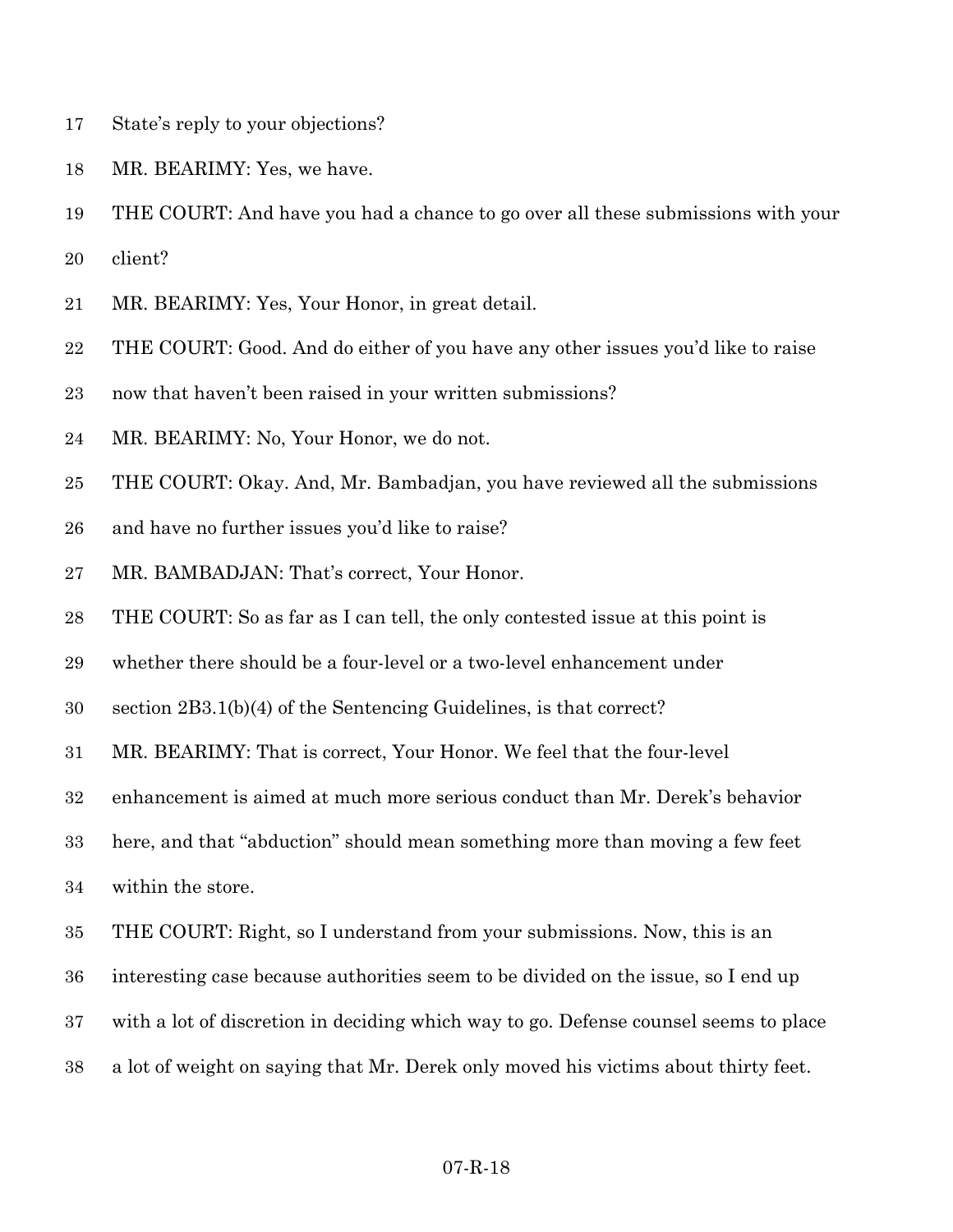17 State's reply to your objections?

18 MR. BEARIMY: Yes, we have.

19 THE COURT: And have you had a chance to go over all these submissions with your

20 client?

21 MR. BEARIMY: Yes, Your Honor, in great detail.

22 THE COURT: Good. And do either of you have any other issues you'd like to raise

23 now that haven't been raised in your written submissions?

24 MR. BEARIMY: No, Your Honor, we do not.

25 THE COURT: Okay. And, Mr. Bambadjan, you have reviewed all the submissions

26 and have no further issues you'd like to raise?

27 MR. BAMBADJAN: That's correct, Your Honor.

28 THE COURT: So as far as I can tell, the only contested issue at this point is

29 whether there should be a four-level or a two-level enhancement under

30 section 2B3.1(b)(4) of the Sentencing Guidelines, is that correct?

31 MR. BEARIMY: That is correct, Your Honor. We feel that the four-level

32 enhancement is aimed at much more serious conduct than Mr. Derek's behavior

33 here, and that "abduction" should mean something more than moving a few feet

34 within the store.

35 THE COURT: Right, so I understand from your submissions. Now, this is an

36 interesting case because authorities seem to be divided on the issue, so I end up

37 with a lot of discretion in deciding which way to go. Defense counsel seems to place

38 a lot of weight on saying that Mr. Derek only moved his victims about thirty feet.

07-R-18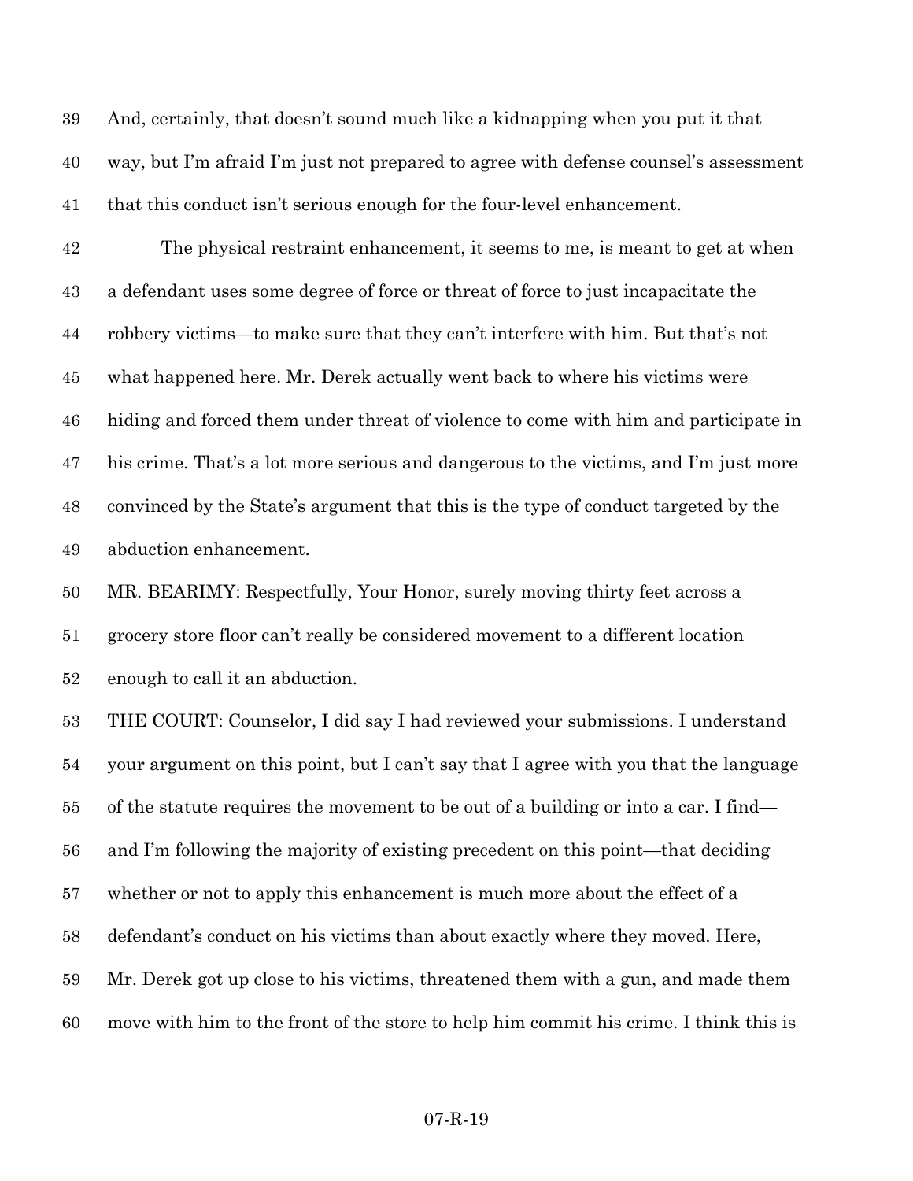And, certainly, that doesn't sound much like a kidnapping when you put it that way, but I'm afraid I'm just not prepared to agree with defense counsel's assessment that this conduct isn't serious enough for the four-level enhancement.

The physical restraint enhancement, it seems to me, is meant to get at when a defendant uses some degree of force or threat of force to just incapacitate the robbery victims—to make sure that they can't interfere with him. But that's not what happened here. Mr. Derek actually went back to where his victims were hiding and forced them under threat of violence to come with him and participate in his crime. That's a lot more serious and dangerous to the victims, and I'm just more convinced by the State's argument that this is the type of conduct targeted by the abduction enhancement.

MR. BEARIMY: Respectfully, Your Honor, surely moving thirty feet across a grocery store floor can't really be considered movement to a different location enough to call it an abduction.

THE COURT: Counselor, I did say I had reviewed your submissions. I understand your argument on this point, but I can't say that I agree with you that the language of the statute requires the movement to be out of a building or into a car. I find—and I'm following the majority of existing precedent on this point—that deciding whether or not to apply this enhancement is much more about the effect of a defendant's conduct on his victims than about exactly where they moved. Here, Mr. Derek got up close to his victims, threatened them with a gun, and made them move with him to the front of the store to help him commit his crime. I think this is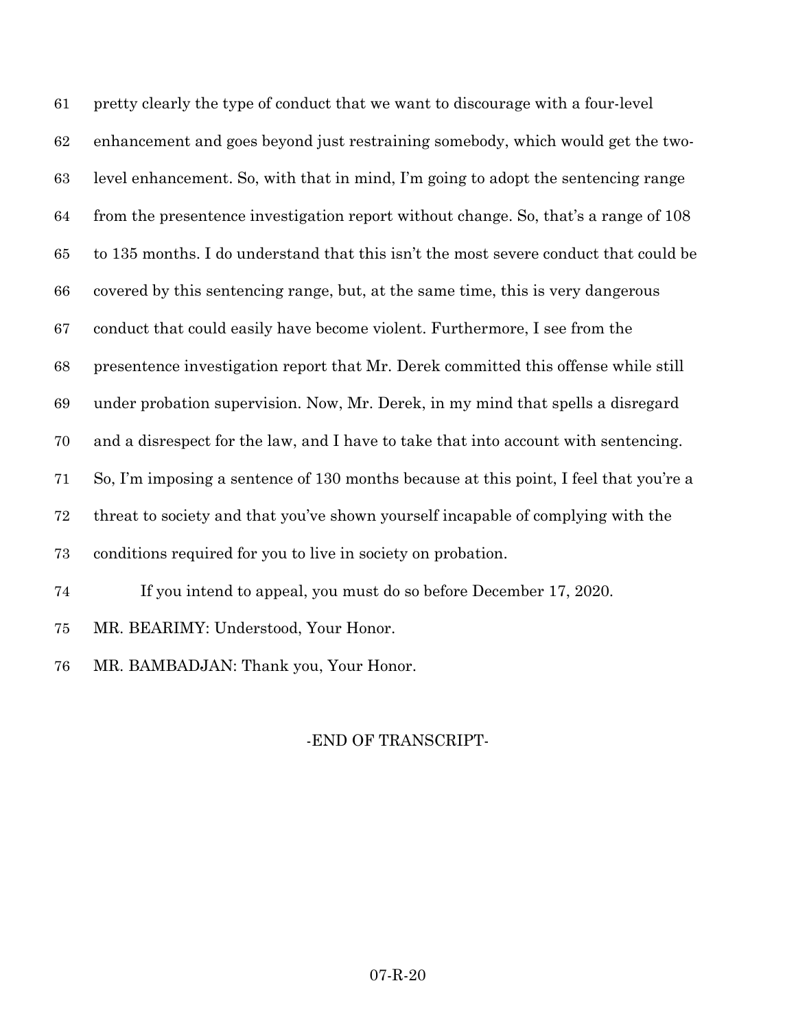61 pretty clearly the type of conduct that we want to discourage with a four-level
62 enhancement and goes beyond just restraining somebody, which would get the two-
63 level enhancement. So, with that in mind, I'm going to adopt the sentencing range
64 from the presentence investigation report without change. So, that's a range of 108
65 to 135 months. I do understand that this isn't the most severe conduct that could be
66 covered by this sentencing range, but, at the same time, this is very dangerous
67 conduct that could easily have become violent. Furthermore, I see from the
68 presentence investigation report that Mr. Derek committed this offense while still
69 under probation supervision. Now, Mr. Derek, in my mind that spells a disregard
70 and a disrespect for the law, and I have to take that into account with sentencing.
71 So, I'm imposing a sentence of 130 months because at this point, I feel that you're a
72 threat to society and that you've shown yourself incapable of complying with the
73 conditions required for you to live in society on probation.

74 If you intend to appeal, you must do so before December 17, 2020.

75 MR. BEARIMY: Understood, Your Honor.

76 MR. BAMBADJAN: Thank you, Your Honor.

-END OF TRANSCRIPT-

07-R-20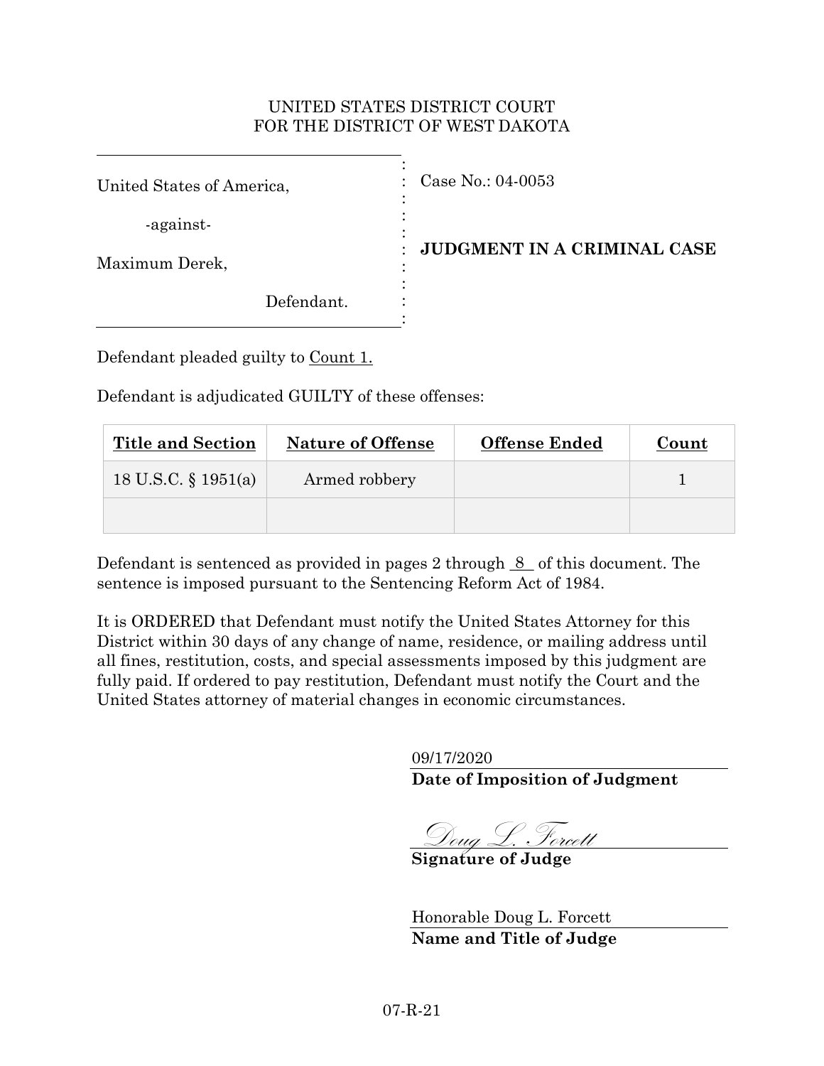UNITED STATES DISTRICT COURT
FOR THE DISTRICT OF WEST DAKOTA

| | |
|---|---|
| United States of America,<br><br>-against-<br><br>Maximum Derek,<br><br>Defendant. | Case No.: 04-0053<br><br>**JUDGMENT IN A CRIMINAL CASE** |

Defendant pleaded guilty to Count 1.

Defendant is adjudicated GUILTY of these offenses:

| Title and Section | Nature of Offense | Offense Ended | Count |
|---|---|---|---|
| 18 U.S.C. § 1951(a) | Armed robbery | | 1 |
| | | | |

Defendant is sentenced as provided in pages 2 through 8 of this document. The sentence is imposed pursuant to the Sentencing Reform Act of 1984.

It is ORDERED that Defendant must notify the United States Attorney for this District within 30 days of any change of name, residence, or mailing address until all fines, restitution, costs, and special assessments imposed by this judgment are fully paid. If ordered to pay restitution, Defendant must notify the Court and the United States attorney of material changes in economic circumstances.

09/17/2020
**Date of Imposition of Judgment**

*Doug L. Forcett*
**Signature of Judge**

Honorable Doug L. Forcett
**Name and Title of Judge**

07-R-21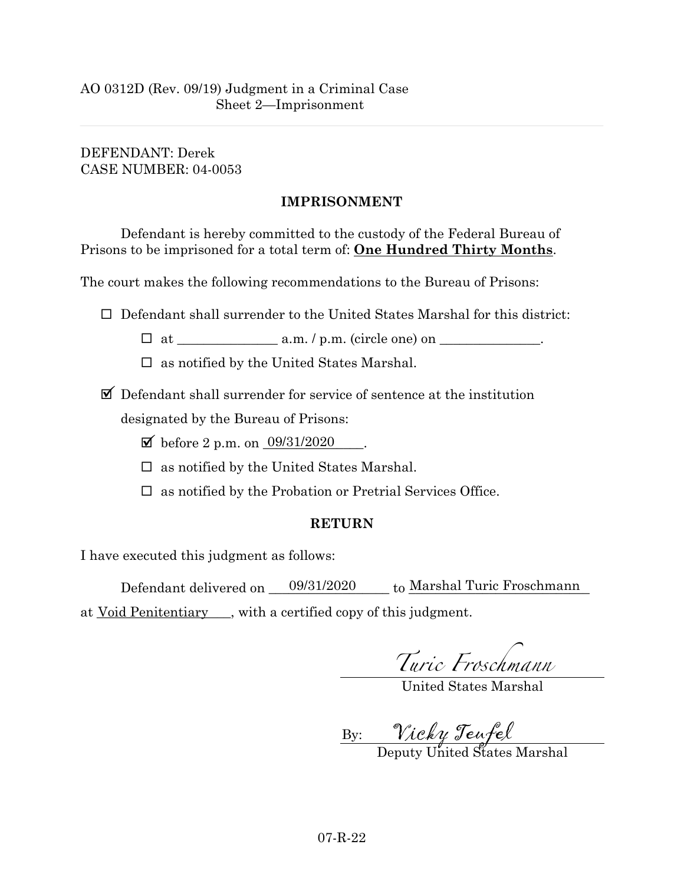AO 0312D (Rev. 09/19) Judgment in a Criminal Case
Sheet 2—Imprisonment

DEFENDANT: Derek
CASE NUMBER: 04-0053

## IMPRISONMENT

Defendant is hereby committed to the custody of the Federal Bureau of Prisons to be imprisoned for a total term of: **One Hundred Thirty Months**.

The court makes the following recommendations to the Bureau of Prisons:

- ☐ Defendant shall surrender to the United States Marshal for this district:
  - ☐ at _______________ a.m. / p.m. (circle one) on _______________.
  - ☐ as notified by the United States Marshal.
- ☑ Defendant shall surrender for service of sentence at the institution designated by the Bureau of Prisons:
  - ☑ before 2 p.m. on 09/31/2020.
  - ☐ as notified by the United States Marshal.
  - ☐ as notified by the Probation or Pretrial Services Office.

## RETURN

I have executed this judgment as follows:

Defendant delivered on 09/31/2020 to Marshal Turic Froschmann at Void Penitentiary, with a certified copy of this judgment.

*Turic Froschmann*
United States Marshal

By: *Vicky Teufel*
Deputy United States Marshal

07-R-22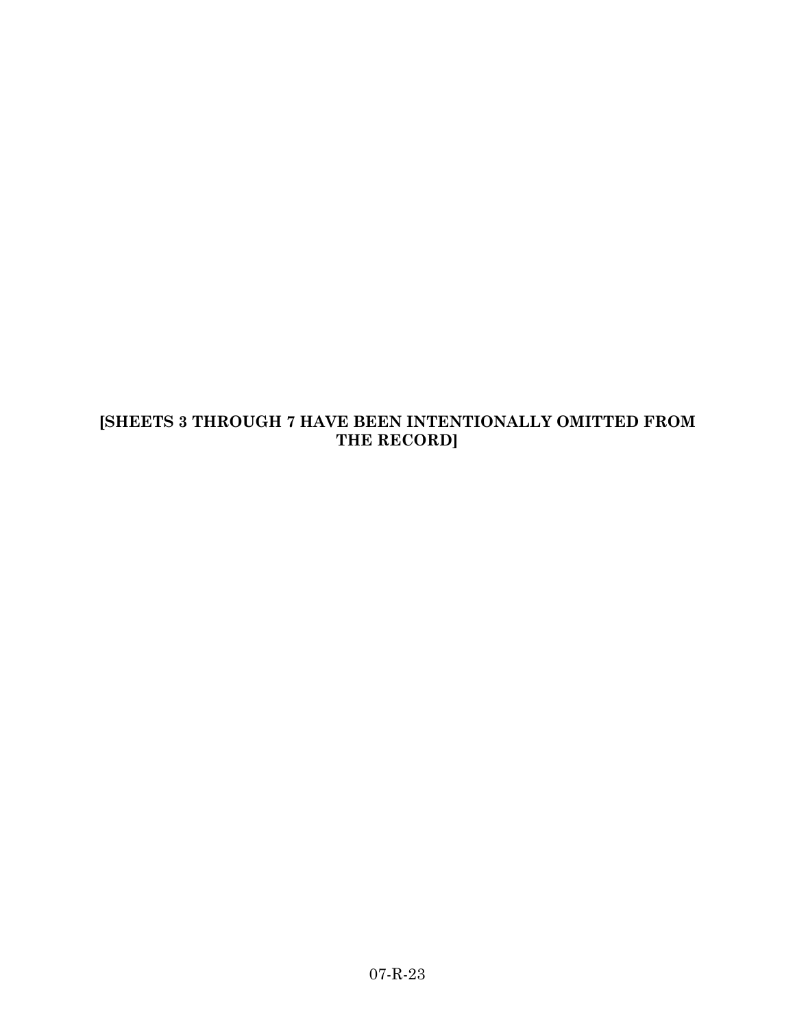**[SHEETS 3 THROUGH 7 HAVE BEEN INTENTIONALLY OMITTED FROM THE RECORD]**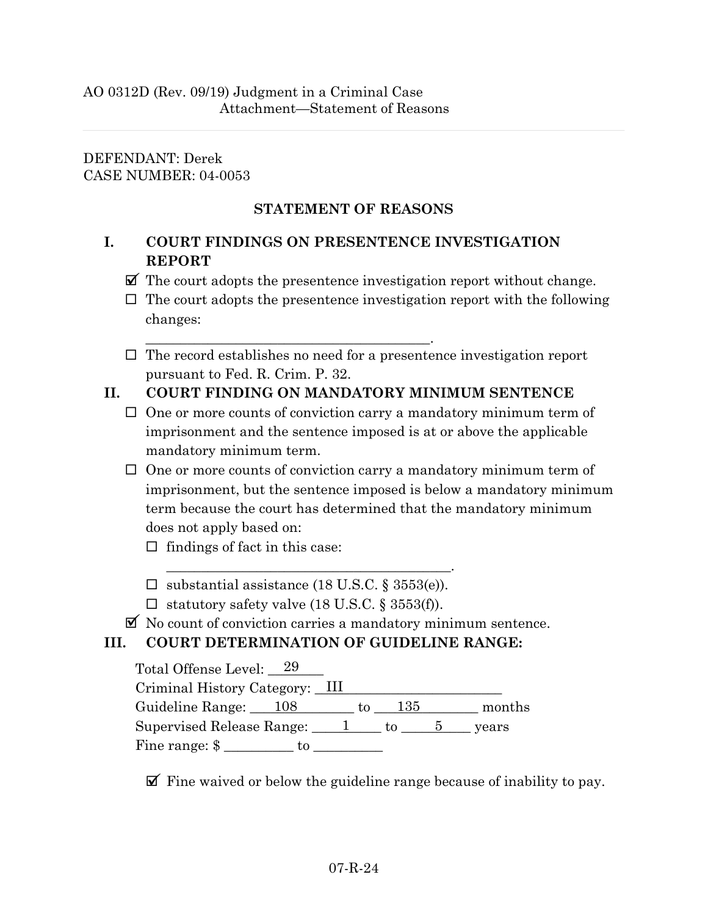AO 0312D (Rev. 09/19) Judgment in a Criminal Case
Attachment—Statement of Reasons

DEFENDANT: Derek
CASE NUMBER: 04-0053

## STATEMENT OF REASONS

### I. COURT FINDINGS ON PRESENTENCE INVESTIGATION REPORT

- ☑ The court adopts the presentence investigation report without change.
- ☐ The court adopts the presentence investigation report with the following changes: ________________________________________.
- ☐ The record establishes no need for a presentence investigation report pursuant to Fed. R. Crim. P. 32.

### II. COURT FINDING ON MANDATORY MINIMUM SENTENCE

- ☐ One or more counts of conviction carry a mandatory minimum term of imprisonment and the sentence imposed is at or above the applicable mandatory minimum term.
- ☐ One or more counts of conviction carry a mandatory minimum term of imprisonment, but the sentence imposed is below a mandatory minimum term because the court has determined that the mandatory minimum does not apply based on:
  - ☐ findings of fact in this case: ________________________________________.
  - ☐ substantial assistance (18 U.S.C. § 3553(e)).
  - ☐ statutory safety valve (18 U.S.C. § 3553(f)).
- ☑ No count of conviction carries a mandatory minimum sentence.

### III. COURT DETERMINATION OF GUIDELINE RANGE:

Total Offense Level: 29
Criminal History Category: III
Guideline Range: 108 to 135 months
Supervised Release Range: 1 to 5 years
Fine range: $ __________ to __________

- ☑ Fine waived or below the guideline range because of inability to pay.

07-R-24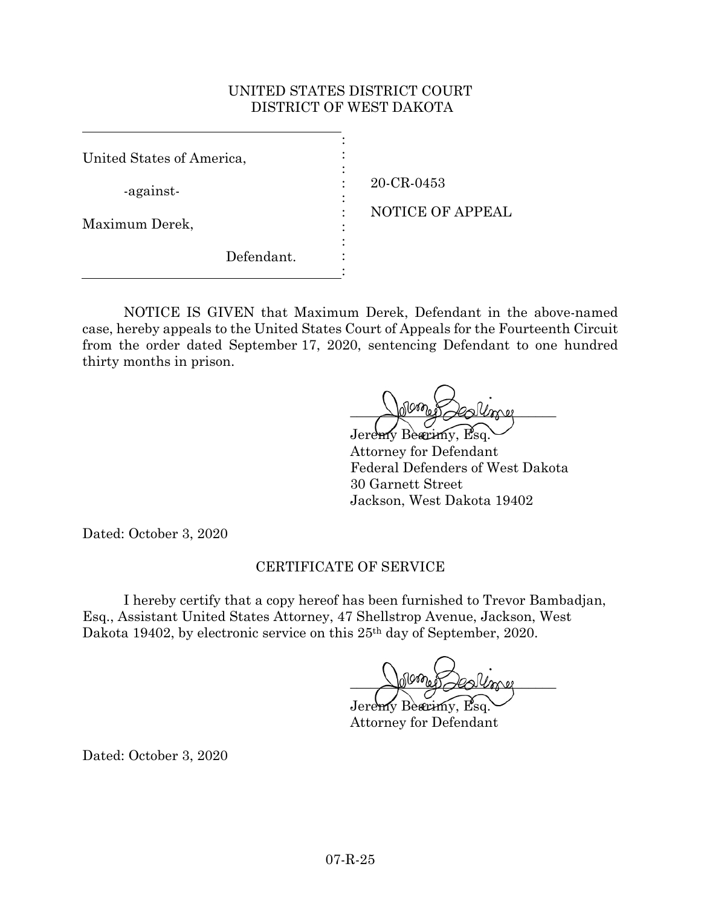UNITED STATES DISTRICT COURT
DISTRICT OF WEST DAKOTA

| | |
|---|---|
| United States of America,<br><br>-against-<br><br>Maximum Derek,<br><br>Defendant. | 20-CR-0453<br><br>NOTICE OF APPEAL |

NOTICE IS GIVEN that Maximum Derek, Defendant in the above-named case, hereby appeals to the United States Court of Appeals for the Fourteenth Circuit from the order dated September 17, 2020, sentencing Defendant to one hundred thirty months in prison.

Jeremy Bearimy, Esq.
Attorney for Defendant
Federal Defenders of West Dakota
30 Garnett Street
Jackson, West Dakota 19402

Dated: October 3, 2020

## CERTIFICATE OF SERVICE

I hereby certify that a copy hereof has been furnished to Trevor Bambadjan, Esq., Assistant United States Attorney, 47 Shellstrop Avenue, Jackson, West Dakota 19402, by electronic service on this 25th day of September, 2020.

Jeremy Bearimy, Esq.
Attorney for Defendant

Dated: October 3, 2020

07-R-25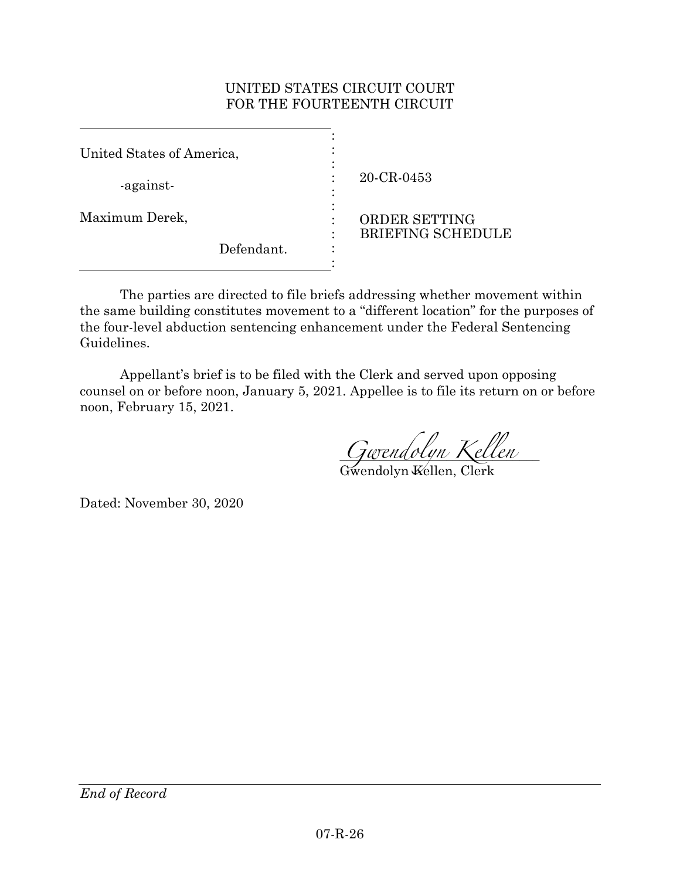UNITED STATES CIRCUIT COURT
FOR THE FOURTEENTH CIRCUIT

| | | |
|---|---|---|
| United States of America, | : | 20-CR-0453 |
| -against- | : | |
| Maximum Derek, | : | ORDER SETTING BRIEFING SCHEDULE |
| Defendant. | : | |

The parties are directed to file briefs addressing whether movement within the same building constitutes movement to a "different location" for the purposes of the four-level abduction sentencing enhancement under the Federal Sentencing Guidelines.

Appellant's brief is to be filed with the Clerk and served upon opposing counsel on or before noon, January 5, 2021. Appellee is to file its return on or before noon, February 15, 2021.

*Gwendolyn Kellen*
Gwendolyn Kellen, Clerk

Dated: November 30, 2020

*End of Record*